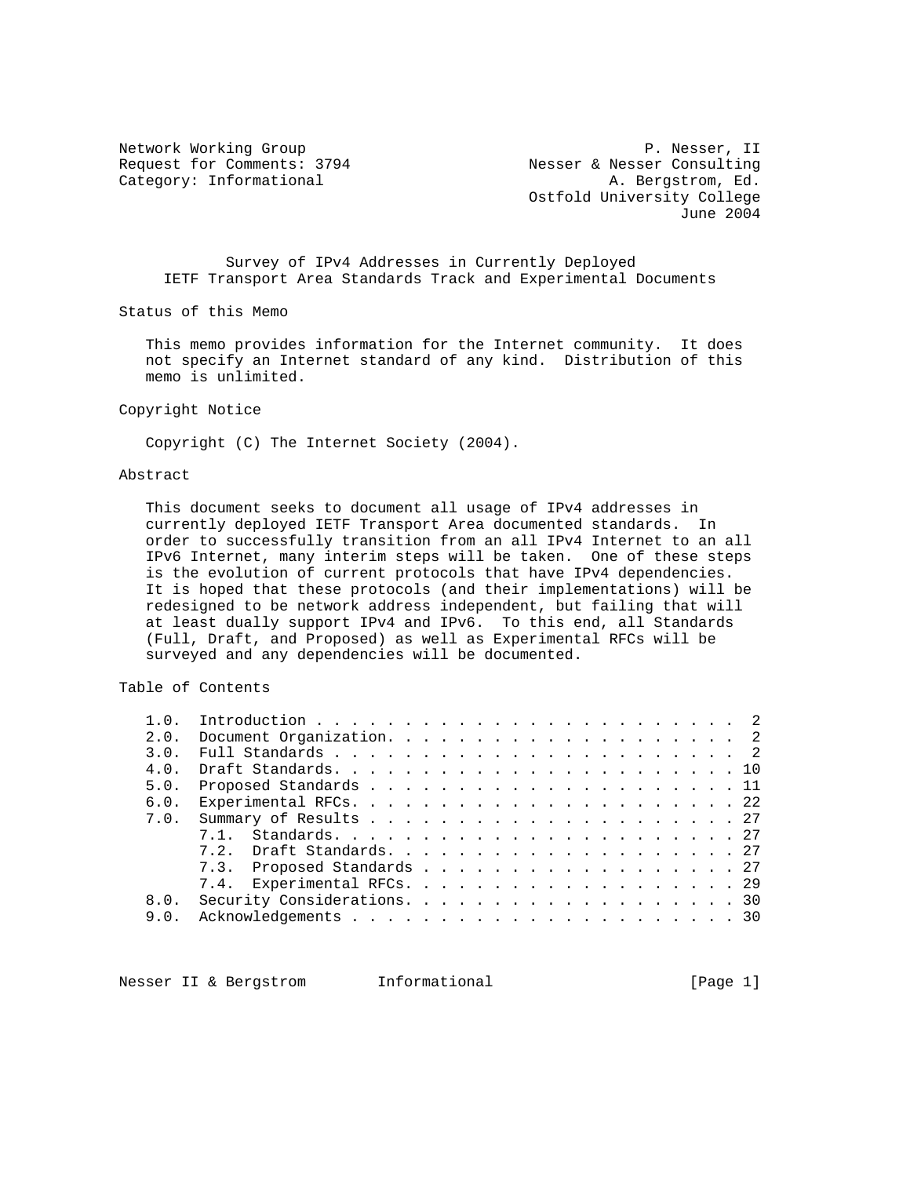Network Working Group P. Nesser, II
Request for Comments: 3794 Nesser & Nesser Consulting
Category: Informational A. Bergstrom, Ed.
Ostfold University College
June 2004

# Survey of IPv4 Addresses in Currently Deployed IETF Transport Area Standards Track and Experimental Documents

## Status of this Memo

This memo provides information for the Internet community. It does not specify an Internet standard of any kind. Distribution of this memo is unlimited.

## Copyright Notice

Copyright (C) The Internet Society (2004).

## Abstract

This document seeks to document all usage of IPv4 addresses in currently deployed IETF Transport Area documented standards. In order to successfully transition from an all IPv4 Internet to an all IPv6 Internet, many interim steps will be taken. One of these steps is the evolution of current protocols that have IPv4 dependencies. It is hoped that these protocols (and their implementations) will be redesigned to be network address independent, but failing that will at least dually support IPv4 and IPv6. To this end, all Standards (Full, Draft, and Proposed) as well as Experimental RFCs will be surveyed and any dependencies will be documented.

## Table of Contents

```
1.0.  Introduction . . . . . . . . . . . . . . . . . . . . . . . .  2
2.0.  Document Organization. . . . . . . . . . . . . . . . . . . .  2
3.0.  Full Standards . . . . . . . . . . . . . . . . . . . . . . .  2
4.0.  Draft Standards. . . . . . . . . . . . . . . . . . . . . . . 10
5.0.  Proposed Standards . . . . . . . . . . . . . . . . . . . . . 11
6.0.  Experimental RFCs. . . . . . . . . . . . . . . . . . . . . . 22
7.0.  Summary of Results . . . . . . . . . . . . . . . . . . . . . 27
      7.1.  Standards. . . . . . . . . . . . . . . . . . . . . . . 27
      7.2.  Draft Standards. . . . . . . . . . . . . . . . . . . . 27
      7.3.  Proposed Standards . . . . . . . . . . . . . . . . . . 27
      7.4.  Experimental RFCs. . . . . . . . . . . . . . . . . . . 29
8.0.  Security Considerations. . . . . . . . . . . . . . . . . . . 30
9.0.  Acknowledgements . . . . . . . . . . . . . . . . . . . . . . 30
```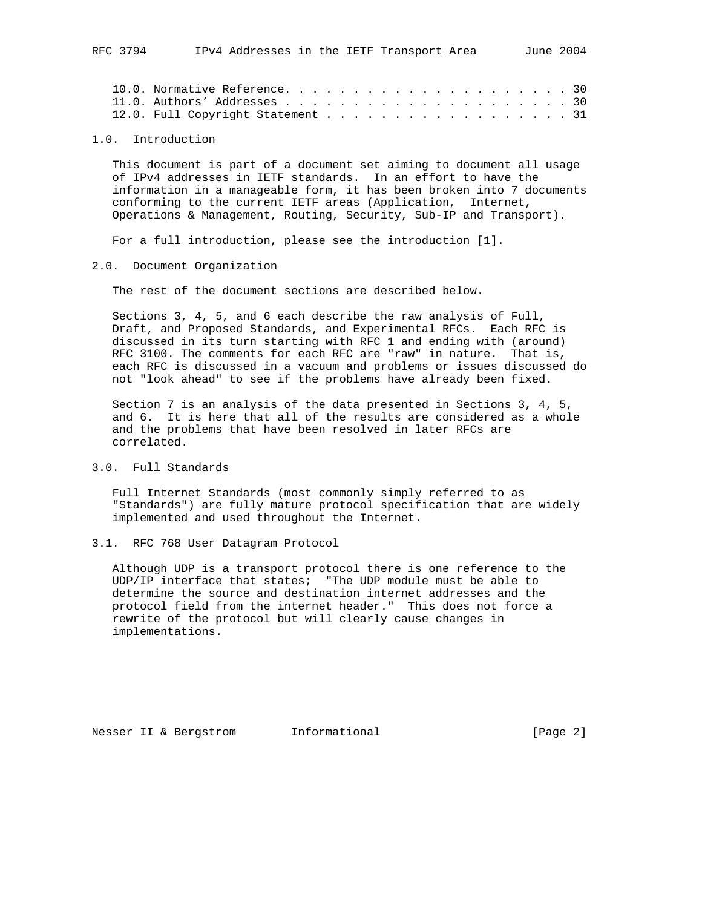10.0. Normative Reference. . . . . . . . . . . . . . . . . . . . . . 30
11.0. Authors' Addresses . . . . . . . . . . . . . . . . . . . . . . 30
12.0. Full Copyright Statement . . . . . . . . . . . . . . . . . . . 31

## 1.0. Introduction

This document is part of a document set aiming to document all usage of IPv4 addresses in IETF standards. In an effort to have the information in a manageable form, it has been broken into 7 documents conforming to the current IETF areas (Application, Internet, Operations & Management, Routing, Security, Sub-IP and Transport).

For a full introduction, please see the introduction [1].

## 2.0. Document Organization

The rest of the document sections are described below.

Sections 3, 4, 5, and 6 each describe the raw analysis of Full, Draft, and Proposed Standards, and Experimental RFCs. Each RFC is discussed in its turn starting with RFC 1 and ending with (around) RFC 3100. The comments for each RFC are "raw" in nature. That is, each RFC is discussed in a vacuum and problems or issues discussed do not "look ahead" to see if the problems have already been fixed.

Section 7 is an analysis of the data presented in Sections 3, 4, 5, and 6. It is here that all of the results are considered as a whole and the problems that have been resolved in later RFCs are correlated.

## 3.0. Full Standards

Full Internet Standards (most commonly simply referred to as "Standards") are fully mature protocol specification that are widely implemented and used throughout the Internet.

### 3.1. RFC 768 User Datagram Protocol

Although UDP is a transport protocol there is one reference to the UDP/IP interface that states; "The UDP module must be able to determine the source and destination internet addresses and the protocol field from the internet header." This does not force a rewrite of the protocol but will clearly cause changes in implementations.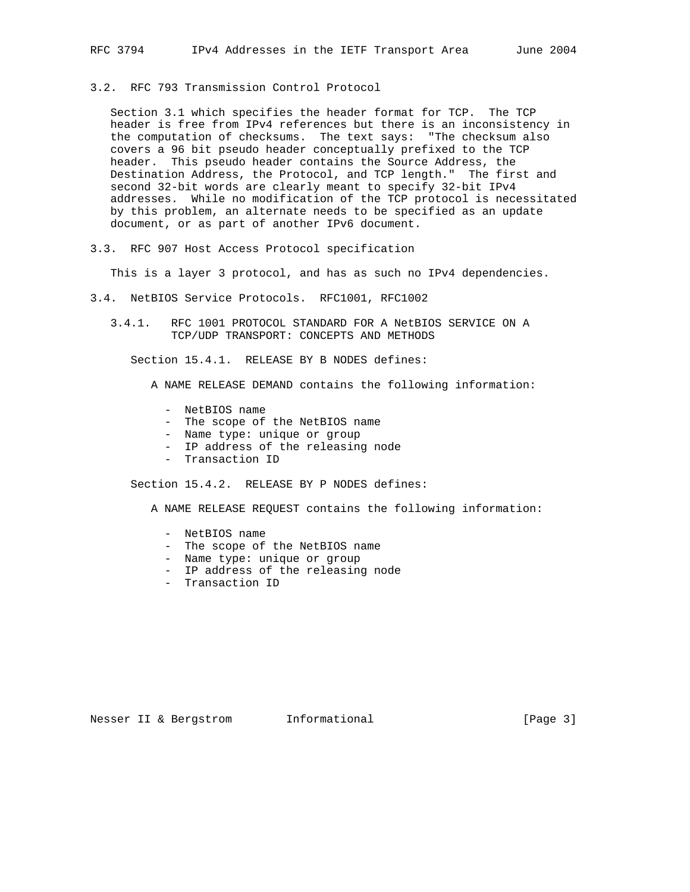### 3.2. RFC 793 Transmission Control Protocol

Section 3.1 which specifies the header format for TCP. The TCP header is free from IPv4 references but there is an inconsistency in the computation of checksums. The text says: "The checksum also covers a 96 bit pseudo header conceptually prefixed to the TCP header. This pseudo header contains the Source Address, the Destination Address, the Protocol, and TCP length." The first and second 32-bit words are clearly meant to specify 32-bit IPv4 addresses. While no modification of the TCP protocol is necessitated by this problem, an alternate needs to be specified as an update document, or as part of another IPv6 document.

### 3.3. RFC 907 Host Access Protocol specification

This is a layer 3 protocol, and has as such no IPv4 dependencies.

### 3.4. NetBIOS Service Protocols. RFC1001, RFC1002

#### 3.4.1. RFC 1001 PROTOCOL STANDARD FOR A NetBIOS SERVICE ON A TCP/UDP TRANSPORT: CONCEPTS AND METHODS

Section 15.4.1. RELEASE BY B NODES defines:

A NAME RELEASE DEMAND contains the following information:

- NetBIOS name
- The scope of the NetBIOS name
- Name type: unique or group
- IP address of the releasing node
- Transaction ID

Section 15.4.2. RELEASE BY P NODES defines:

A NAME RELEASE REQUEST contains the following information:

- NetBIOS name
- The scope of the NetBIOS name
- Name type: unique or group
- IP address of the releasing node
- Transaction ID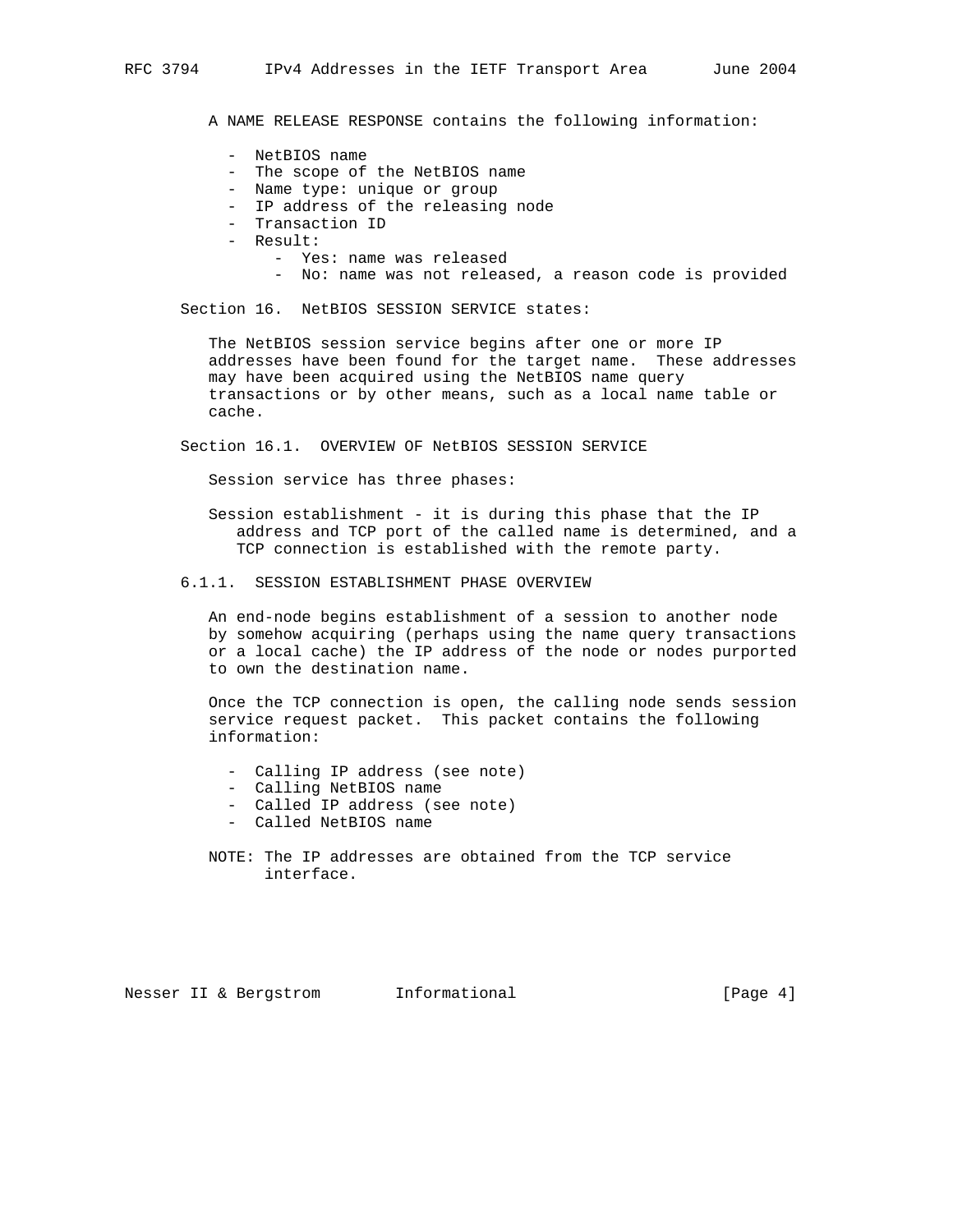A NAME RELEASE RESPONSE contains the following information:

- NetBIOS name
- The scope of the NetBIOS name
- Name type: unique or group
- IP address of the releasing node
- Transaction ID
- Result:
  - Yes: name was released
  - No: name was not released, a reason code is provided

Section 16. NetBIOS SESSION SERVICE states:

The NetBIOS session service begins after one or more IP addresses have been found for the target name. These addresses may have been acquired using the NetBIOS name query transactions or by other means, such as a local name table or cache.

Section 16.1. OVERVIEW OF NetBIOS SESSION SERVICE

Session service has three phases:

Session establishment - it is during this phase that the IP address and TCP port of the called name is determined, and a TCP connection is established with the remote party.

6.1.1. SESSION ESTABLISHMENT PHASE OVERVIEW

An end-node begins establishment of a session to another node by somehow acquiring (perhaps using the name query transactions or a local cache) the IP address of the node or nodes purported to own the destination name.

Once the TCP connection is open, the calling node sends session service request packet. This packet contains the following information:

- Calling IP address (see note)
- Calling NetBIOS name
- Called IP address (see note)
- Called NetBIOS name

NOTE: The IP addresses are obtained from the TCP service interface.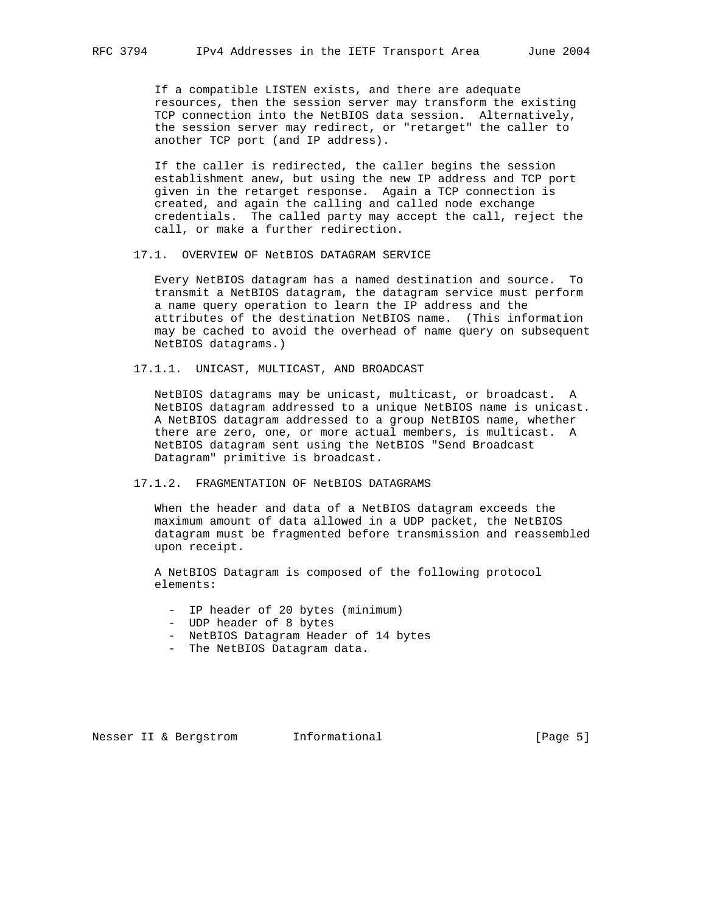If a compatible LISTEN exists, and there are adequate resources, then the session server may transform the existing TCP connection into the NetBIOS data session. Alternatively, the session server may redirect, or "retarget" the caller to another TCP port (and IP address).

If the caller is redirected, the caller begins the session establishment anew, but using the new IP address and TCP port given in the retarget response. Again a TCP connection is created, and again the calling and called node exchange credentials. The called party may accept the call, reject the call, or make a further redirection.

### 17.1. OVERVIEW OF NetBIOS DATAGRAM SERVICE

Every NetBIOS datagram has a named destination and source. To transmit a NetBIOS datagram, the datagram service must perform a name query operation to learn the IP address and the attributes of the destination NetBIOS name. (This information may be cached to avoid the overhead of name query on subsequent NetBIOS datagrams.)

#### 17.1.1. UNICAST, MULTICAST, AND BROADCAST

NetBIOS datagrams may be unicast, multicast, or broadcast. A NetBIOS datagram addressed to a unique NetBIOS name is unicast. A NetBIOS datagram addressed to a group NetBIOS name, whether there are zero, one, or more actual members, is multicast. A NetBIOS datagram sent using the NetBIOS "Send Broadcast Datagram" primitive is broadcast.

#### 17.1.2. FRAGMENTATION OF NetBIOS DATAGRAMS

When the header and data of a NetBIOS datagram exceeds the maximum amount of data allowed in a UDP packet, the NetBIOS datagram must be fragmented before transmission and reassembled upon receipt.

A NetBIOS Datagram is composed of the following protocol elements:

- IP header of 20 bytes (minimum)
- UDP header of 8 bytes
- NetBIOS Datagram Header of 14 bytes
- The NetBIOS Datagram data.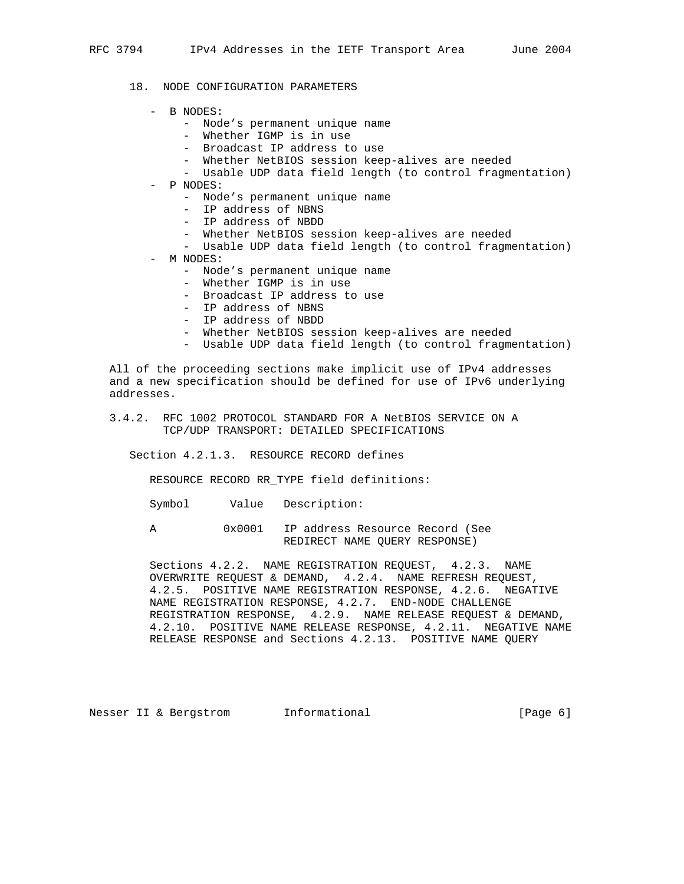18. NODE CONFIGURATION PARAMETERS

- B NODES:
  - Node's permanent unique name
  - Whether IGMP is in use
  - Broadcast IP address to use
  - Whether NetBIOS session keep-alives are needed
  - Usable UDP data field length (to control fragmentation)
- P NODES:
  - Node's permanent unique name
  - IP address of NBNS
  - IP address of NBDD
  - Whether NetBIOS session keep-alives are needed
  - Usable UDP data field length (to control fragmentation)
- M NODES:
  - Node's permanent unique name
  - Whether IGMP is in use
  - Broadcast IP address to use
  - IP address of NBNS
  - IP address of NBDD
  - Whether NetBIOS session keep-alives are needed
  - Usable UDP data field length (to control fragmentation)

All of the proceeding sections make implicit use of IPv4 addresses and a new specification should be defined for use of IPv6 underlying addresses.

### 3.4.2. RFC 1002 PROTOCOL STANDARD FOR A NetBIOS SERVICE ON A TCP/UDP TRANSPORT: DETAILED SPECIFICATIONS

Section 4.2.1.3. RESOURCE RECORD defines

RESOURCE RECORD RR_TYPE field definitions:

| Symbol | Value | Description: |
|---|---|---|
| A | 0x0001 | IP address Resource Record (See REDIRECT NAME QUERY RESPONSE) |

Sections 4.2.2. NAME REGISTRATION REQUEST, 4.2.3. NAME OVERWRITE REQUEST & DEMAND, 4.2.4. NAME REFRESH REQUEST, 4.2.5. POSITIVE NAME REGISTRATION RESPONSE, 4.2.6. NEGATIVE NAME REGISTRATION RESPONSE, 4.2.7. END-NODE CHALLENGE REGISTRATION RESPONSE, 4.2.9. NAME RELEASE REQUEST & DEMAND, 4.2.10. POSITIVE NAME RELEASE RESPONSE, 4.2.11. NEGATIVE NAME RELEASE RESPONSE and Sections 4.2.13. POSITIVE NAME QUERY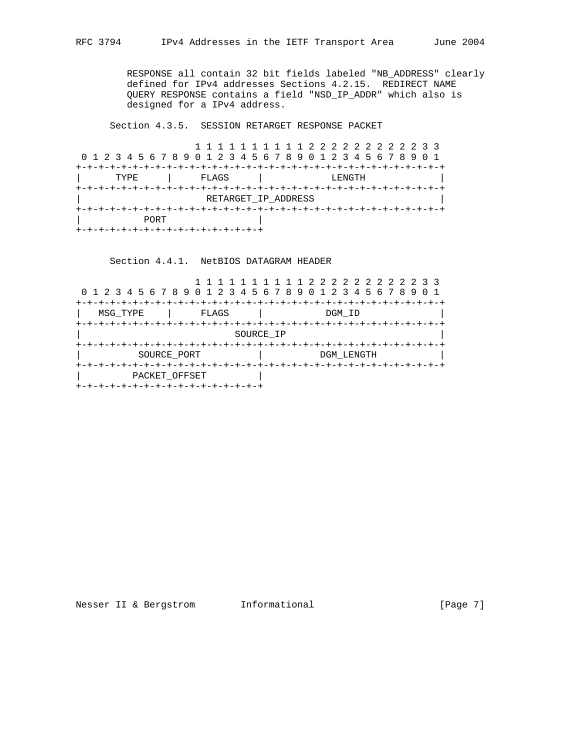RESPONSE all contain 32 bit fields labeled "NB_ADDRESS" clearly defined for IPv4 addresses Sections 4.2.15. REDIRECT NAME QUERY RESPONSE contains a field "NSD_IP_ADDR" which also is designed for a IPv4 address.

Section 4.3.5. SESSION RETARGET RESPONSE PACKET

```
                     1 1 1 1 1 1 1 1 1 1 2 2 2 2 2 2 2 2 2 2 3 3
 0 1 2 3 4 5 6 7 8 9 0 1 2 3 4 5 6 7 8 9 0 1 2 3 4 5 6 7 8 9 0 1
+-+-+-+-+-+-+-+-+-+-+-+-+-+-+-+-+-+-+-+-+-+-+-+-+-+-+-+-+-+-+-+-+
|      TYPE     |     FLAGS     |            LENGTH             |
+-+-+-+-+-+-+-+-+-+-+-+-+-+-+-+-+-+-+-+-+-+-+-+-+-+-+-+-+-+-+-+-+
|                      RETARGET_IP_ADDRESS                      |
+-+-+-+-+-+-+-+-+-+-+-+-+-+-+-+-+-+-+-+-+-+-+-+-+-+-+-+-+-+-+-+-+
|           PORT                |
+-+-+-+-+-+-+-+-+-+-+-+-+-+-+-+-+
```

Section 4.4.1. NetBIOS DATAGRAM HEADER

```
                     1 1 1 1 1 1 1 1 1 1 2 2 2 2 2 2 2 2 2 2 3 3
 0 1 2 3 4 5 6 7 8 9 0 1 2 3 4 5 6 7 8 9 0 1 2 3 4 5 6 7 8 9 0 1
+-+-+-+-+-+-+-+-+-+-+-+-+-+-+-+-+-+-+-+-+-+-+-+-+-+-+-+-+-+-+-+-+
|   MSG_TYPE    |     FLAGS     |           DGM_ID              |
+-+-+-+-+-+-+-+-+-+-+-+-+-+-+-+-+-+-+-+-+-+-+-+-+-+-+-+-+-+-+-+-+
|                           SOURCE_IP                           |
+-+-+-+-+-+-+-+-+-+-+-+-+-+-+-+-+-+-+-+-+-+-+-+-+-+-+-+-+-+-+-+-+
|          SOURCE_PORT          |          DGM_LENGTH           |
+-+-+-+-+-+-+-+-+-+-+-+-+-+-+-+-+-+-+-+-+-+-+-+-+-+-+-+-+-+-+-+-+
|         PACKET_OFFSET         |
+-+-+-+-+-+-+-+-+-+-+-+-+-+-+-+-+
```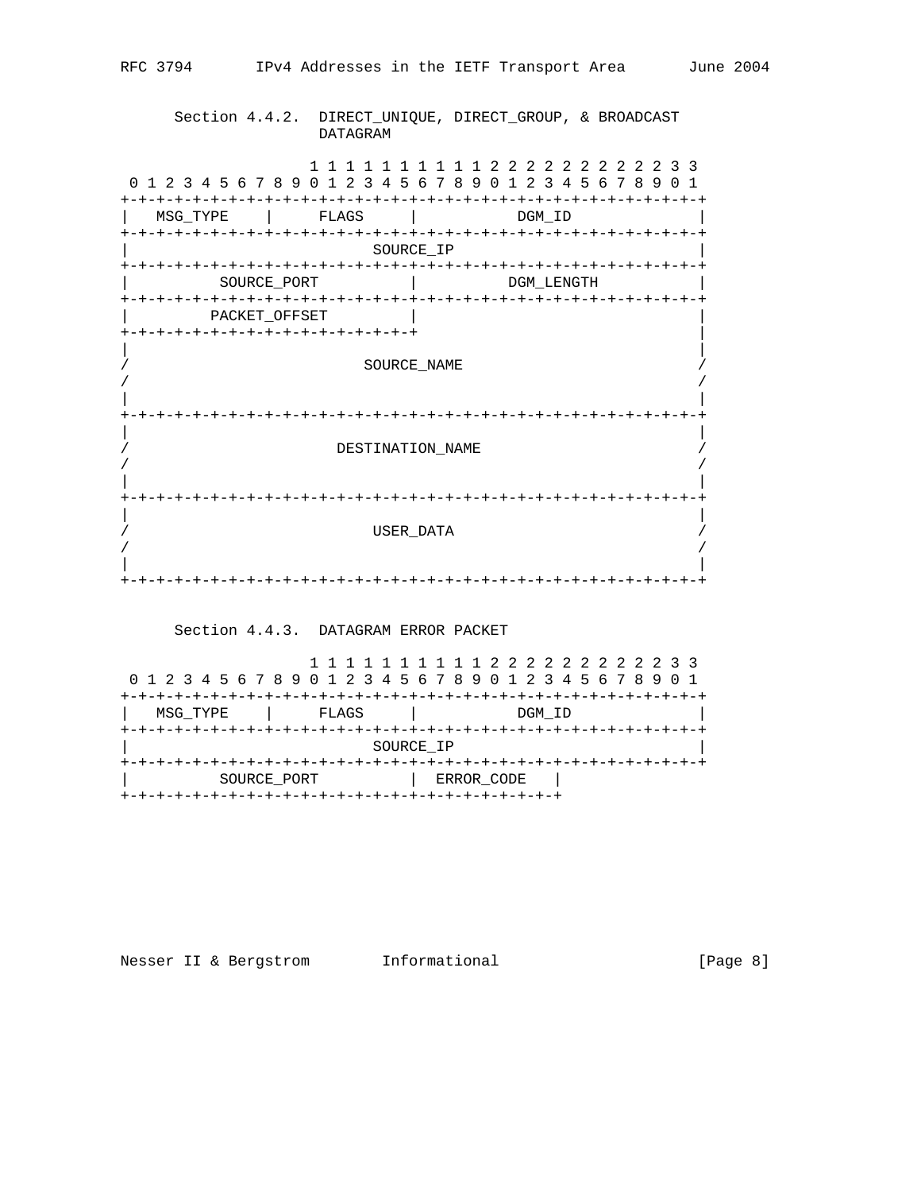Section 4.4.2.  DIRECT_UNIQUE, DIRECT_GROUP, & BROADCAST
                DATAGRAM

```
                     1 1 1 1 1 1 1 1 1 1 2 2 2 2 2 2 2 2 2 2 3 3
 0 1 2 3 4 5 6 7 8 9 0 1 2 3 4 5 6 7 8 9 0 1 2 3 4 5 6 7 8 9 0 1
+-+-+-+-+-+-+-+-+-+-+-+-+-+-+-+-+-+-+-+-+-+-+-+-+-+-+-+-+-+-+-+-+
|   MSG_TYPE    |     FLAGS     |           DGM_ID              |
+-+-+-+-+-+-+-+-+-+-+-+-+-+-+-+-+-+-+-+-+-+-+-+-+-+-+-+-+-+-+-+-+
|                           SOURCE_IP                           |
+-+-+-+-+-+-+-+-+-+-+-+-+-+-+-+-+-+-+-+-+-+-+-+-+-+-+-+-+-+-+-+-+
|          SOURCE_PORT          |          DGM_LENGTH           |
+-+-+-+-+-+-+-+-+-+-+-+-+-+-+-+-+-+-+-+-+-+-+-+-+-+-+-+-+-+-+-+-+
|         PACKET_OFFSET         |                               |
+-+-+-+-+-+-+-+-+-+-+-+-+-+-+-+-+                               |
|                                                               |
/                          SOURCE_NAME                          /
/                                                               /
|                                                               |
+-+-+-+-+-+-+-+-+-+-+-+-+-+-+-+-+-+-+-+-+-+-+-+-+-+-+-+-+-+-+-+-+
|                                                               |
/                       DESTINATION_NAME                        /
/                                                               /
|                                                               |
+-+-+-+-+-+-+-+-+-+-+-+-+-+-+-+-+-+-+-+-+-+-+-+-+-+-+-+-+-+-+-+-+
|                                                               |
/                           USER_DATA                           /
/                                                               /
|                                                               |
+-+-+-+-+-+-+-+-+-+-+-+-+-+-+-+-+-+-+-+-+-+-+-+-+-+-+-+-+-+-+-+-+
```

Section 4.4.3.  DATAGRAM ERROR PACKET

```
                     1 1 1 1 1 1 1 1 1 1 2 2 2 2 2 2 2 2 2 2 3 3
 0 1 2 3 4 5 6 7 8 9 0 1 2 3 4 5 6 7 8 9 0 1 2 3 4 5 6 7 8 9 0 1
+-+-+-+-+-+-+-+-+-+-+-+-+-+-+-+-+-+-+-+-+-+-+-+-+-+-+-+-+-+-+-+-+
|   MSG_TYPE    |     FLAGS     |           DGM_ID              |
+-+-+-+-+-+-+-+-+-+-+-+-+-+-+-+-+-+-+-+-+-+-+-+-+-+-+-+-+-+-+-+-+
|                           SOURCE_IP                           |
+-+-+-+-+-+-+-+-+-+-+-+-+-+-+-+-+-+-+-+-+-+-+-+-+-+-+-+-+-+-+-+-+
|          SOURCE_PORT          |  ERROR_CODE   |
+-+-+-+-+-+-+-+-+-+-+-+-+-+-+-+-+-+-+-+-+-+-+-+-+
```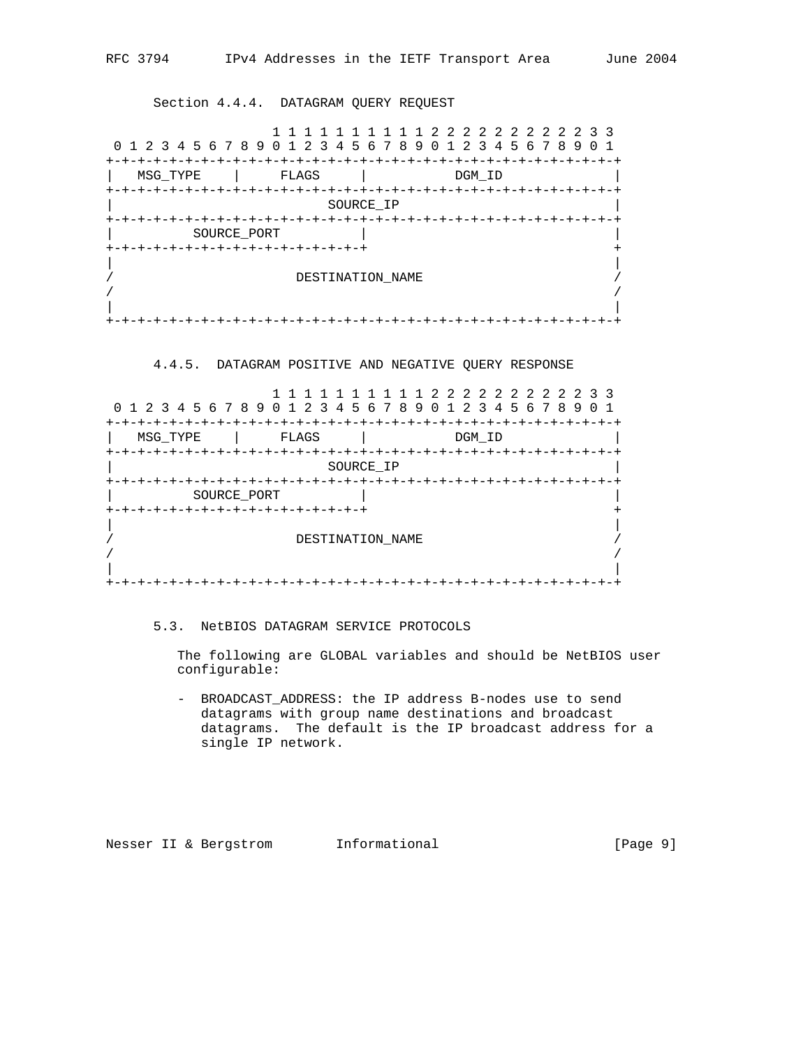Section 4.4.4. DATAGRAM QUERY REQUEST

```
                        1 1 1 1 1 1 1 1 1 1 2 2 2 2 2 2 2 2 2 2 3 3
    0 1 2 3 4 5 6 7 8 9 0 1 2 3 4 5 6 7 8 9 0 1 2 3 4 5 6 7 8 9 0 1
   +-+-+-+-+-+-+-+-+-+-+-+-+-+-+-+-+-+-+-+-+-+-+-+-+-+-+-+-+-+-+-+-+
   |   MSG_TYPE    |     FLAGS     |           DGM_ID              |
   +-+-+-+-+-+-+-+-+-+-+-+-+-+-+-+-+-+-+-+-+-+-+-+-+-+-+-+-+-+-+-+-+
   |                           SOURCE_IP                           |
   +-+-+-+-+-+-+-+-+-+-+-+-+-+-+-+-+-+-+-+-+-+-+-+-+-+-+-+-+-+-+-+-+
   |          SOURCE_PORT          |                               |
   +-+-+-+-+-+-+-+-+-+-+-+-+-+-+-+-+                               +
   |                                                               |
   /                       DESTINATION_NAME                        /
   /                                                               /
   |                                                               |
   +-+-+-+-+-+-+-+-+-+-+-+-+-+-+-+-+-+-+-+-+-+-+-+-+-+-+-+-+-+-+-+-+
```

4.4.5. DATAGRAM POSITIVE AND NEGATIVE QUERY RESPONSE

```
                        1 1 1 1 1 1 1 1 1 1 2 2 2 2 2 2 2 2 2 2 3 3
    0 1 2 3 4 5 6 7 8 9 0 1 2 3 4 5 6 7 8 9 0 1 2 3 4 5 6 7 8 9 0 1
   +-+-+-+-+-+-+-+-+-+-+-+-+-+-+-+-+-+-+-+-+-+-+-+-+-+-+-+-+-+-+-+-+
   |   MSG_TYPE    |     FLAGS     |           DGM_ID              |
   +-+-+-+-+-+-+-+-+-+-+-+-+-+-+-+-+-+-+-+-+-+-+-+-+-+-+-+-+-+-+-+-+
   |                           SOURCE_IP                           |
   +-+-+-+-+-+-+-+-+-+-+-+-+-+-+-+-+-+-+-+-+-+-+-+-+-+-+-+-+-+-+-+-+
   |          SOURCE_PORT          |                               |
   +-+-+-+-+-+-+-+-+-+-+-+-+-+-+-+-+                               +
   |                                                               |
   /                       DESTINATION_NAME                        /
   /                                                               /
   |                                                               |
   +-+-+-+-+-+-+-+-+-+-+-+-+-+-+-+-+-+-+-+-+-+-+-+-+-+-+-+-+-+-+-+-+
```

5.3. NetBIOS DATAGRAM SERVICE PROTOCOLS

The following are GLOBAL variables and should be NetBIOS user configurable:

- BROADCAST_ADDRESS: the IP address B-nodes use to send datagrams with group name destinations and broadcast datagrams. The default is the IP broadcast address for a single IP network.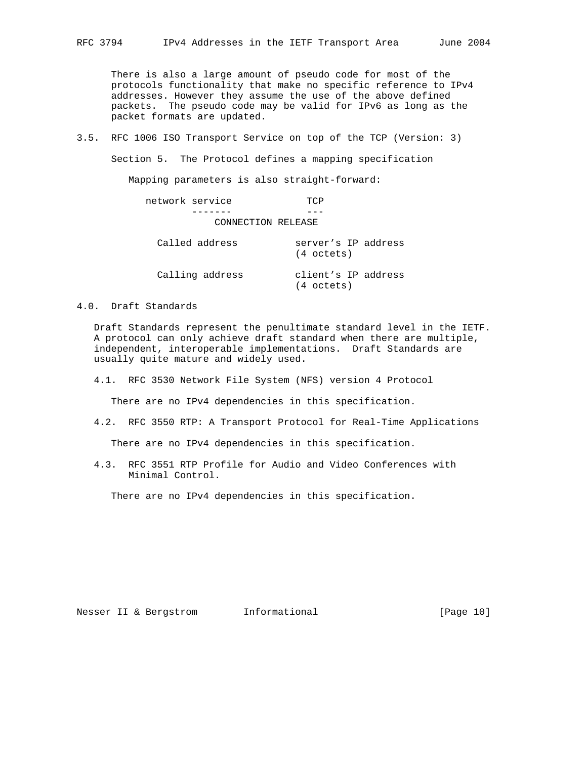There is also a large amount of pseudo code for most of the protocols functionality that make no specific reference to IPv4 addresses. However they assume the use of the above defined packets. The pseudo code may be valid for IPv6 as long as the packet formats are updated.

### 3.5. RFC 1006 ISO Transport Service on top of the TCP (Version: 3)

Section 5. The Protocol defines a mapping specification

Mapping parameters is also straight-forward:

```
  network service             TCP
         -------              ---
                CONNECTION RELEASE

    Called address          server's IP address
                            (4 octets)

    Calling address         client's IP address
                            (4 octets)
```

## 4.0. Draft Standards

Draft Standards represent the penultimate standard level in the IETF. A protocol can only achieve draft standard when there are multiple, independent, interoperable implementations. Draft Standards are usually quite mature and widely used.

### 4.1. RFC 3530 Network File System (NFS) version 4 Protocol

There are no IPv4 dependencies in this specification.

### 4.2. RFC 3550 RTP: A Transport Protocol for Real-Time Applications

There are no IPv4 dependencies in this specification.

### 4.3. RFC 3551 RTP Profile for Audio and Video Conferences with Minimal Control.

There are no IPv4 dependencies in this specification.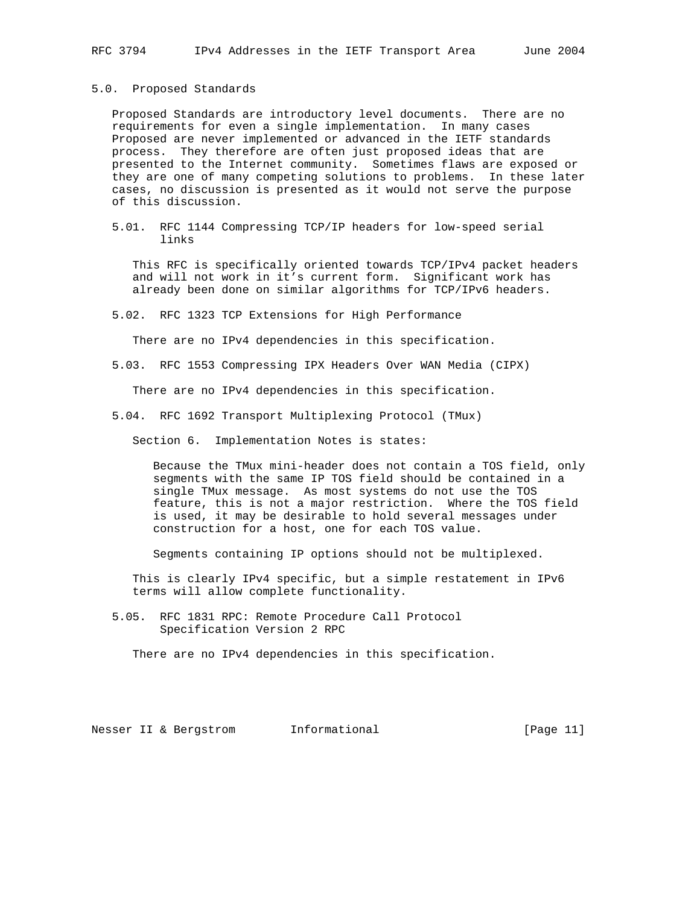## 5.0. Proposed Standards

Proposed Standards are introductory level documents. There are no requirements for even a single implementation. In many cases Proposed are never implemented or advanced in the IETF standards process. They therefore are often just proposed ideas that are presented to the Internet community. Sometimes flaws are exposed or they are one of many competing solutions to problems. In these later cases, no discussion is presented as it would not serve the purpose of this discussion.

### 5.01. RFC 1144 Compressing TCP/IP headers for low-speed serial links

This RFC is specifically oriented towards TCP/IPv4 packet headers and will not work in it's current form. Significant work has already been done on similar algorithms for TCP/IPv6 headers.

### 5.02. RFC 1323 TCP Extensions for High Performance

There are no IPv4 dependencies in this specification.

### 5.03. RFC 1553 Compressing IPX Headers Over WAN Media (CIPX)

There are no IPv4 dependencies in this specification.

### 5.04. RFC 1692 Transport Multiplexing Protocol (TMux)

Section 6. Implementation Notes is states:

> Because the TMux mini-header does not contain a TOS field, only segments with the same IP TOS field should be contained in a single TMux message. As most systems do not use the TOS feature, this is not a major restriction. Where the TOS field is used, it may be desirable to hold several messages under construction for a host, one for each TOS value.
>
> Segments containing IP options should not be multiplexed.

This is clearly IPv4 specific, but a simple restatement in IPv6 terms will allow complete functionality.

### 5.05. RFC 1831 RPC: Remote Procedure Call Protocol Specification Version 2 RPC

There are no IPv4 dependencies in this specification.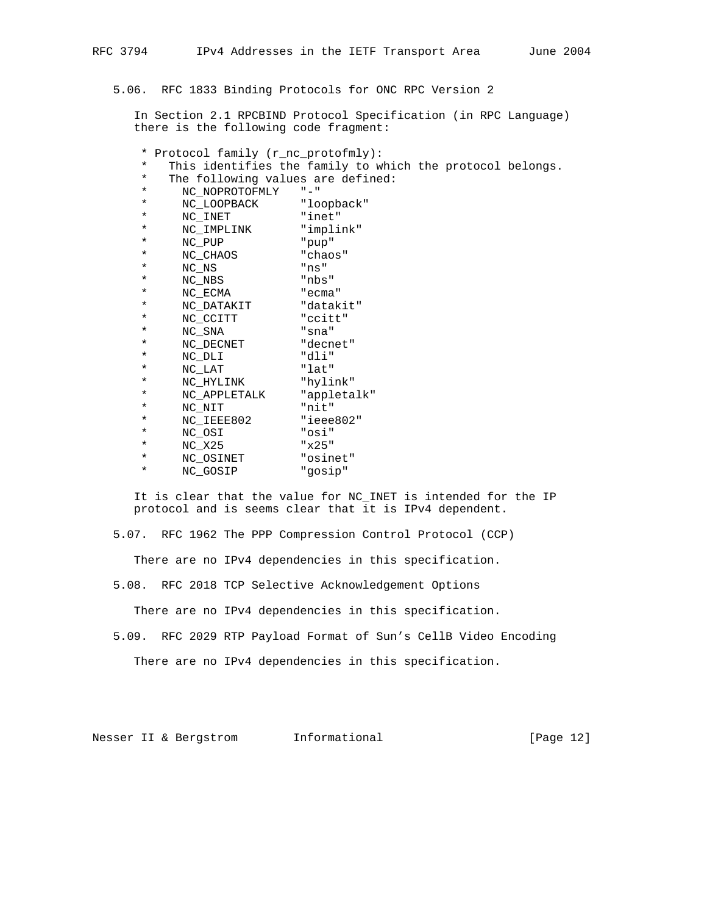## 5.06. RFC 1833 Binding Protocols for ONC RPC Version 2

In Section 2.1 RPCBIND Protocol Specification (in RPC Language) there is the following code fragment:

```
 * Protocol family (r_nc_protofmly):
 *   This identifies the family to which the protocol belongs.
 *   The following values are defined:
 *     NC_NOPROTOFMLY   "-"
 *     NC_LOOPBACK      "loopback"
 *     NC_INET          "inet"
 *     NC_IMPLINK       "implink"
 *     NC_PUP           "pup"
 *     NC_CHAOS         "chaos"
 *     NC_NS            "ns"
 *     NC_NBS           "nbs"
 *     NC_ECMA          "ecma"
 *     NC_DATAKIT       "datakit"
 *     NC_CCITT         "ccitt"
 *     NC_SNA           "sna"
 *     NC_DECNET        "decnet"
 *     NC_DLI           "dli"
 *     NC_LAT           "lat"
 *     NC_HYLINK        "hylink"
 *     NC_APPLETALK     "appletalk"
 *     NC_NIT           "nit"
 *     NC_IEEE802       "ieee802"
 *     NC_OSI           "osi"
 *     NC_X25           "x25"
 *     NC_OSINET        "osinet"
 *     NC_GOSIP         "gosip"
```

It is clear that the value for NC_INET is intended for the IP protocol and is seems clear that it is IPv4 dependent.

## 5.07. RFC 1962 The PPP Compression Control Protocol (CCP)

There are no IPv4 dependencies in this specification.

## 5.08. RFC 2018 TCP Selective Acknowledgement Options

There are no IPv4 dependencies in this specification.

## 5.09. RFC 2029 RTP Payload Format of Sun's CellB Video Encoding

There are no IPv4 dependencies in this specification.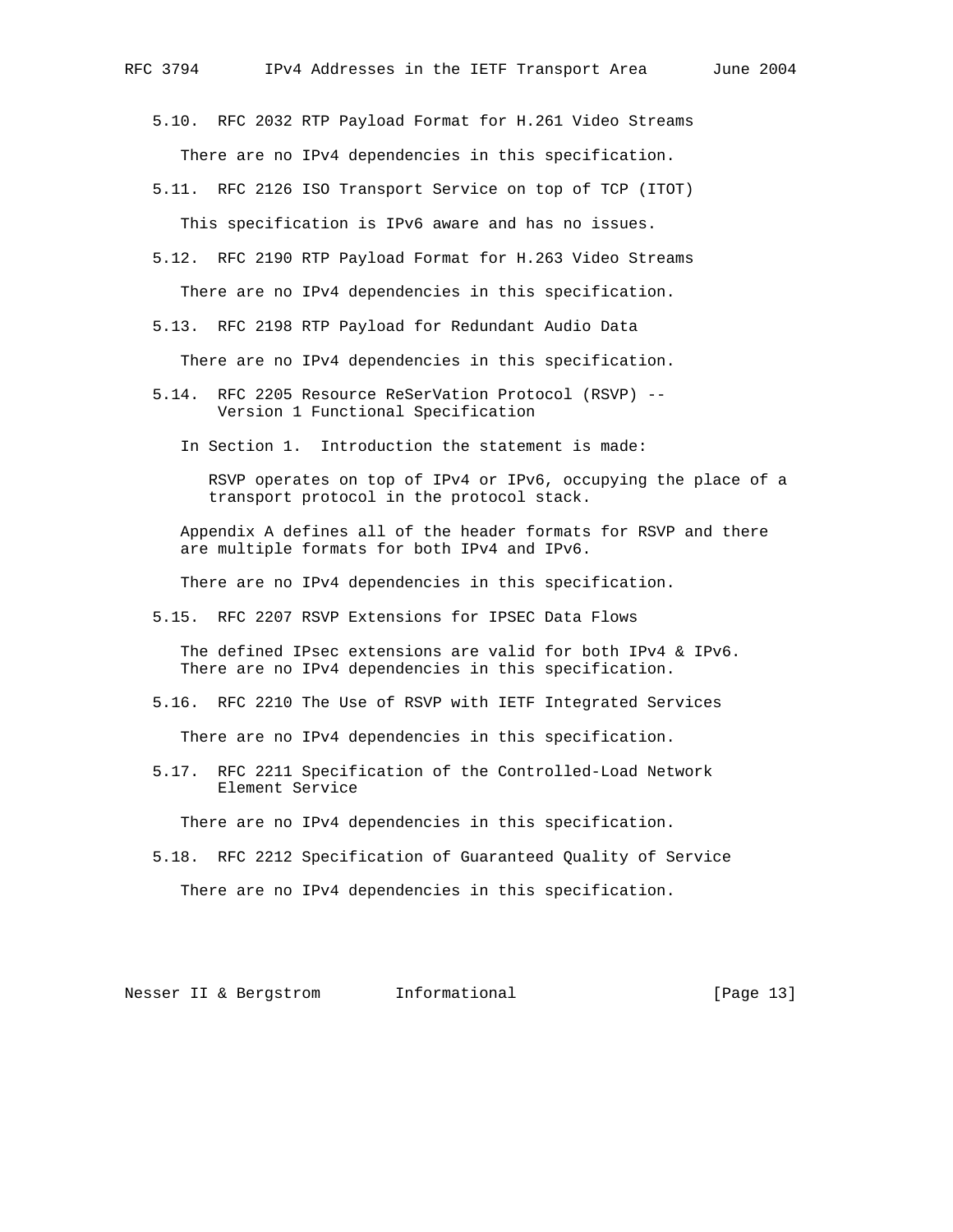### 5.10. RFC 2032 RTP Payload Format for H.261 Video Streams

There are no IPv4 dependencies in this specification.

### 5.11. RFC 2126 ISO Transport Service on top of TCP (ITOT)

This specification is IPv6 aware and has no issues.

### 5.12. RFC 2190 RTP Payload Format for H.263 Video Streams

There are no IPv4 dependencies in this specification.

### 5.13. RFC 2198 RTP Payload for Redundant Audio Data

There are no IPv4 dependencies in this specification.

### 5.14. RFC 2205 Resource ReSerVation Protocol (RSVP) -- Version 1 Functional Specification

In Section 1. Introduction the statement is made:

> RSVP operates on top of IPv4 or IPv6, occupying the place of a transport protocol in the protocol stack.

Appendix A defines all of the header formats for RSVP and there are multiple formats for both IPv4 and IPv6.

There are no IPv4 dependencies in this specification.

### 5.15. RFC 2207 RSVP Extensions for IPSEC Data Flows

The defined IPsec extensions are valid for both IPv4 & IPv6. There are no IPv4 dependencies in this specification.

### 5.16. RFC 2210 The Use of RSVP with IETF Integrated Services

There are no IPv4 dependencies in this specification.

### 5.17. RFC 2211 Specification of the Controlled-Load Network Element Service

There are no IPv4 dependencies in this specification.

### 5.18. RFC 2212 Specification of Guaranteed Quality of Service

There are no IPv4 dependencies in this specification.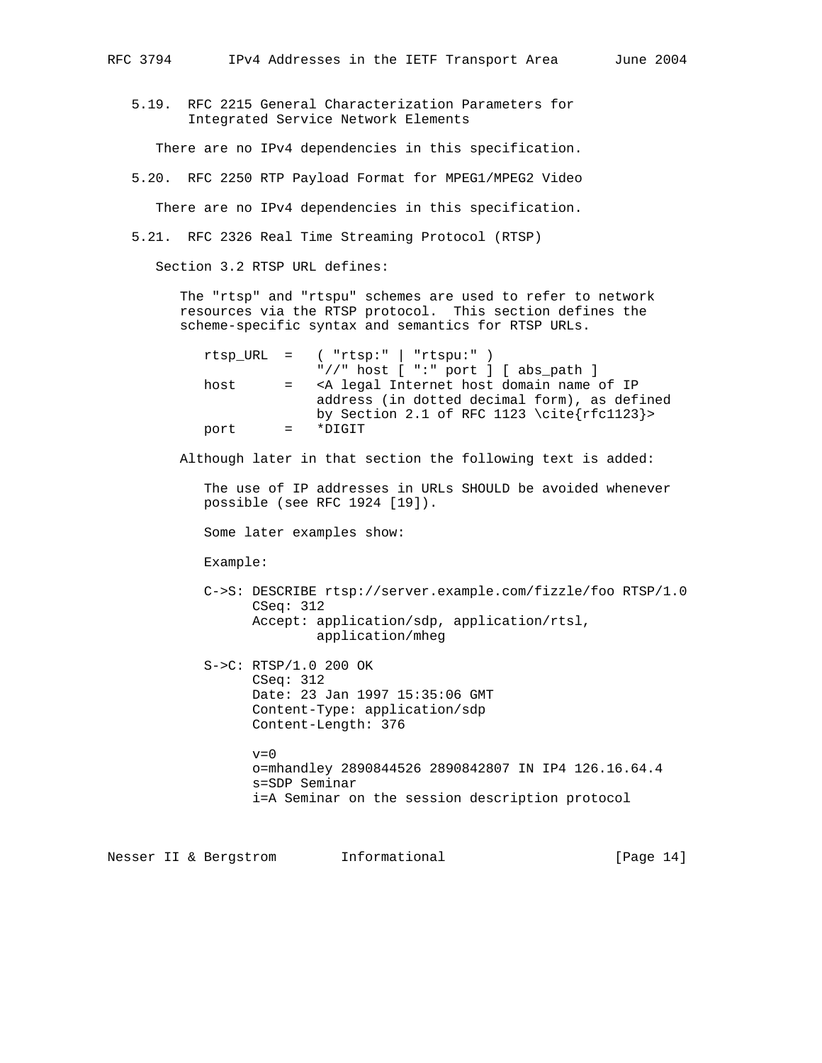### 5.19. RFC 2215 General Characterization Parameters for Integrated Service Network Elements

There are no IPv4 dependencies in this specification.

### 5.20. RFC 2250 RTP Payload Format for MPEG1/MPEG2 Video

There are no IPv4 dependencies in this specification.

### 5.21. RFC 2326 Real Time Streaming Protocol (RTSP)

Section 3.2 RTSP URL defines:

The "rtsp" and "rtspu" schemes are used to refer to network resources via the RTSP protocol. This section defines the scheme-specific syntax and semantics for RTSP URLs.

```
   rtsp_URL  =   ( "rtsp:" | "rtspu:" )
                 "//" host [ ":" port ] [ abs_path ]
   host      =   <A legal Internet host domain name of IP
                 address (in dotted decimal form), as defined
                 by Section 2.1 of RFC 1123 \cite{rfc1123}>
   port      =   *DIGIT
```

Although later in that section the following text is added:

The use of IP addresses in URLs SHOULD be avoided whenever possible (see RFC 1924 [19]).

Some later examples show:

Example:

```
   C->S: DESCRIBE rtsp://server.example.com/fizzle/foo RTSP/1.0
         CSeq: 312
         Accept: application/sdp, application/rtsl,
                 application/mheg

   S->C: RTSP/1.0 200 OK
         CSeq: 312
         Date: 23 Jan 1997 15:35:06 GMT
         Content-Type: application/sdp
         Content-Length: 376

         v=0
         o=mhandley 2890844526 2890842807 IN IP4 126.16.64.4
         s=SDP Seminar
         i=A Seminar on the session description protocol
```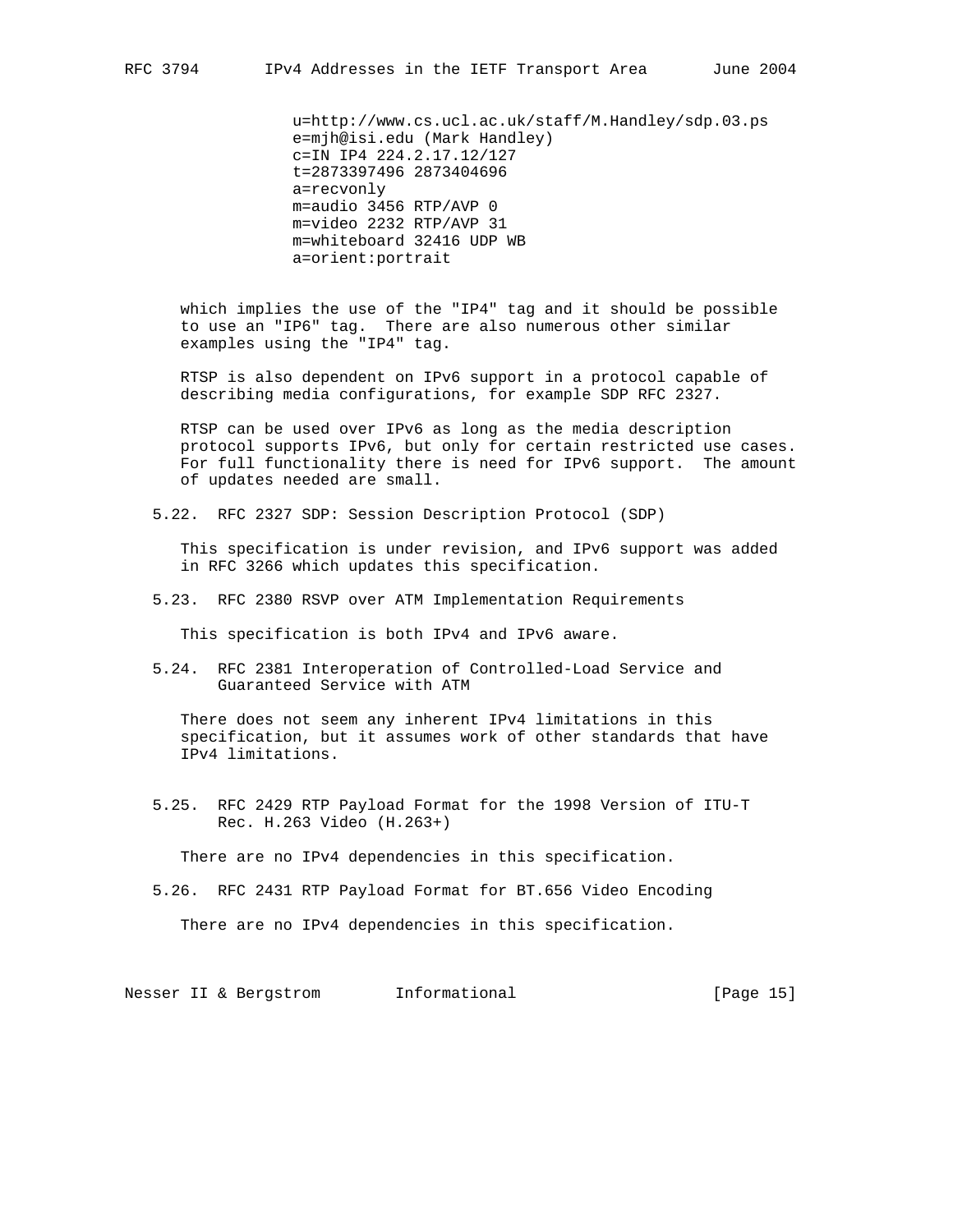```
u=http://www.cs.ucl.ac.uk/staff/M.Handley/sdp.03.ps
e=mjh@isi.edu (Mark Handley)
c=IN IP4 224.2.17.12/127
t=2873397496 2873404696
a=recvonly
m=audio 3456 RTP/AVP 0
m=video 2232 RTP/AVP 31
m=whiteboard 32416 UDP WB
a=orient:portrait
```

which implies the use of the "IP4" tag and it should be possible to use an "IP6" tag. There are also numerous other similar examples using the "IP4" tag.

RTSP is also dependent on IPv6 support in a protocol capable of describing media configurations, for example SDP RFC 2327.

RTSP can be used over IPv6 as long as the media description protocol supports IPv6, but only for certain restricted use cases. For full functionality there is need for IPv6 support. The amount of updates needed are small.

### 5.22. RFC 2327 SDP: Session Description Protocol (SDP)

This specification is under revision, and IPv6 support was added in RFC 3266 which updates this specification.

### 5.23. RFC 2380 RSVP over ATM Implementation Requirements

This specification is both IPv4 and IPv6 aware.

### 5.24. RFC 2381 Interoperation of Controlled-Load Service and Guaranteed Service with ATM

There does not seem any inherent IPv4 limitations in this specification, but it assumes work of other standards that have IPv4 limitations.

### 5.25. RFC 2429 RTP Payload Format for the 1998 Version of ITU-T Rec. H.263 Video (H.263+)

There are no IPv4 dependencies in this specification.

### 5.26. RFC 2431 RTP Payload Format for BT.656 Video Encoding

There are no IPv4 dependencies in this specification.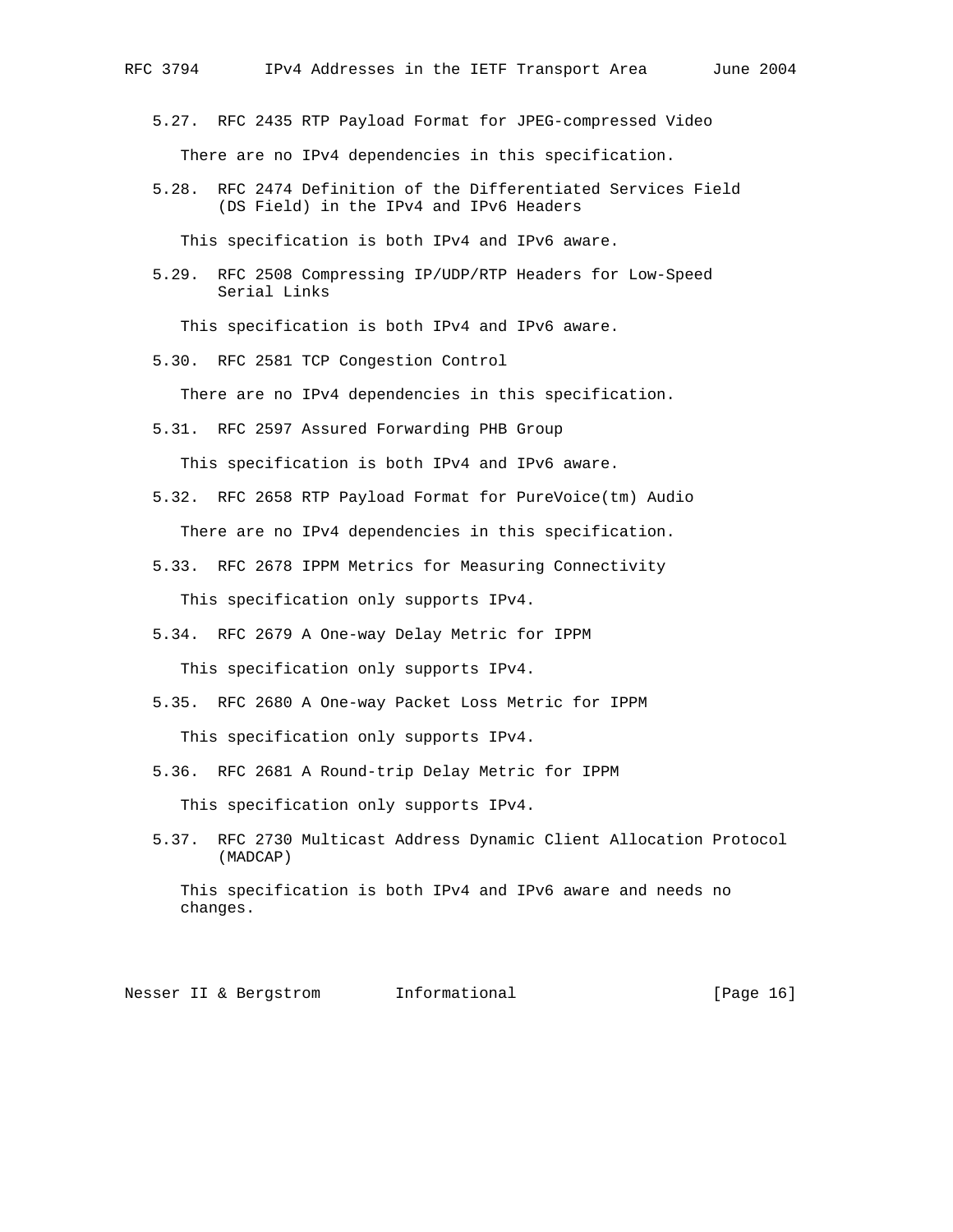### 5.27. RFC 2435 RTP Payload Format for JPEG-compressed Video

There are no IPv4 dependencies in this specification.

### 5.28. RFC 2474 Definition of the Differentiated Services Field (DS Field) in the IPv4 and IPv6 Headers

This specification is both IPv4 and IPv6 aware.

### 5.29. RFC 2508 Compressing IP/UDP/RTP Headers for Low-Speed Serial Links

This specification is both IPv4 and IPv6 aware.

### 5.30. RFC 2581 TCP Congestion Control

There are no IPv4 dependencies in this specification.

### 5.31. RFC 2597 Assured Forwarding PHB Group

This specification is both IPv4 and IPv6 aware.

### 5.32. RFC 2658 RTP Payload Format for PureVoice(tm) Audio

There are no IPv4 dependencies in this specification.

### 5.33. RFC 2678 IPPM Metrics for Measuring Connectivity

This specification only supports IPv4.

### 5.34. RFC 2679 A One-way Delay Metric for IPPM

This specification only supports IPv4.

### 5.35. RFC 2680 A One-way Packet Loss Metric for IPPM

This specification only supports IPv4.

### 5.36. RFC 2681 A Round-trip Delay Metric for IPPM

This specification only supports IPv4.

### 5.37. RFC 2730 Multicast Address Dynamic Client Allocation Protocol (MADCAP)

This specification is both IPv4 and IPv6 aware and needs no changes.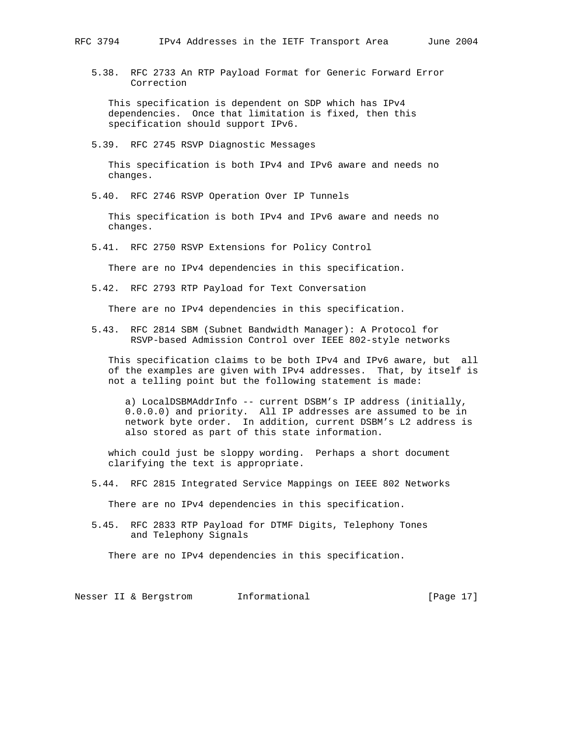### 5.38. RFC 2733 An RTP Payload Format for Generic Forward Error Correction

This specification is dependent on SDP which has IPv4 dependencies. Once that limitation is fixed, then this specification should support IPv6.

### 5.39. RFC 2745 RSVP Diagnostic Messages

This specification is both IPv4 and IPv6 aware and needs no changes.

### 5.40. RFC 2746 RSVP Operation Over IP Tunnels

This specification is both IPv4 and IPv6 aware and needs no changes.

### 5.41. RFC 2750 RSVP Extensions for Policy Control

There are no IPv4 dependencies in this specification.

### 5.42. RFC 2793 RTP Payload for Text Conversation

There are no IPv4 dependencies in this specification.

### 5.43. RFC 2814 SBM (Subnet Bandwidth Manager): A Protocol for RSVP-based Admission Control over IEEE 802-style networks

This specification claims to be both IPv4 and IPv6 aware, but all of the examples are given with IPv4 addresses. That, by itself is not a telling point but the following statement is made:

> a) LocalDSBMAddrInfo -- current DSBM's IP address (initially, 0.0.0.0) and priority. All IP addresses are assumed to be in network byte order. In addition, current DSBM's L2 address is also stored as part of this state information.

which could just be sloppy wording. Perhaps a short document clarifying the text is appropriate.

### 5.44. RFC 2815 Integrated Service Mappings on IEEE 802 Networks

There are no IPv4 dependencies in this specification.

### 5.45. RFC 2833 RTP Payload for DTMF Digits, Telephony Tones and Telephony Signals

There are no IPv4 dependencies in this specification.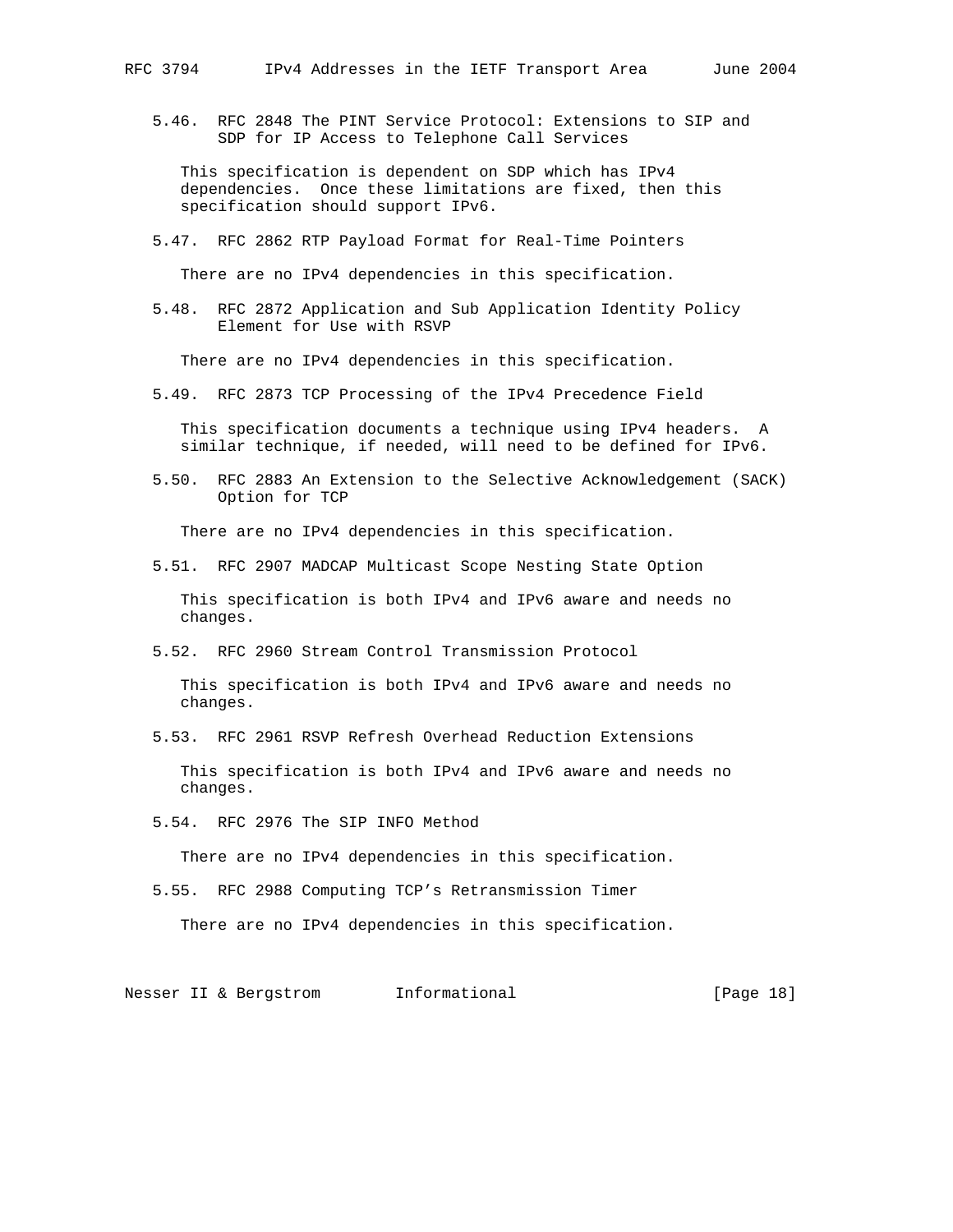### 5.46. RFC 2848 The PINT Service Protocol: Extensions to SIP and SDP for IP Access to Telephone Call Services

This specification is dependent on SDP which has IPv4 dependencies. Once these limitations are fixed, then this specification should support IPv6.

### 5.47. RFC 2862 RTP Payload Format for Real-Time Pointers

There are no IPv4 dependencies in this specification.

### 5.48. RFC 2872 Application and Sub Application Identity Policy Element for Use with RSVP

There are no IPv4 dependencies in this specification.

### 5.49. RFC 2873 TCP Processing of the IPv4 Precedence Field

This specification documents a technique using IPv4 headers. A similar technique, if needed, will need to be defined for IPv6.

### 5.50. RFC 2883 An Extension to the Selective Acknowledgement (SACK) Option for TCP

There are no IPv4 dependencies in this specification.

### 5.51. RFC 2907 MADCAP Multicast Scope Nesting State Option

This specification is both IPv4 and IPv6 aware and needs no changes.

### 5.52. RFC 2960 Stream Control Transmission Protocol

This specification is both IPv4 and IPv6 aware and needs no changes.

### 5.53. RFC 2961 RSVP Refresh Overhead Reduction Extensions

This specification is both IPv4 and IPv6 aware and needs no changes.

### 5.54. RFC 2976 The SIP INFO Method

There are no IPv4 dependencies in this specification.

### 5.55. RFC 2988 Computing TCP's Retransmission Timer

There are no IPv4 dependencies in this specification.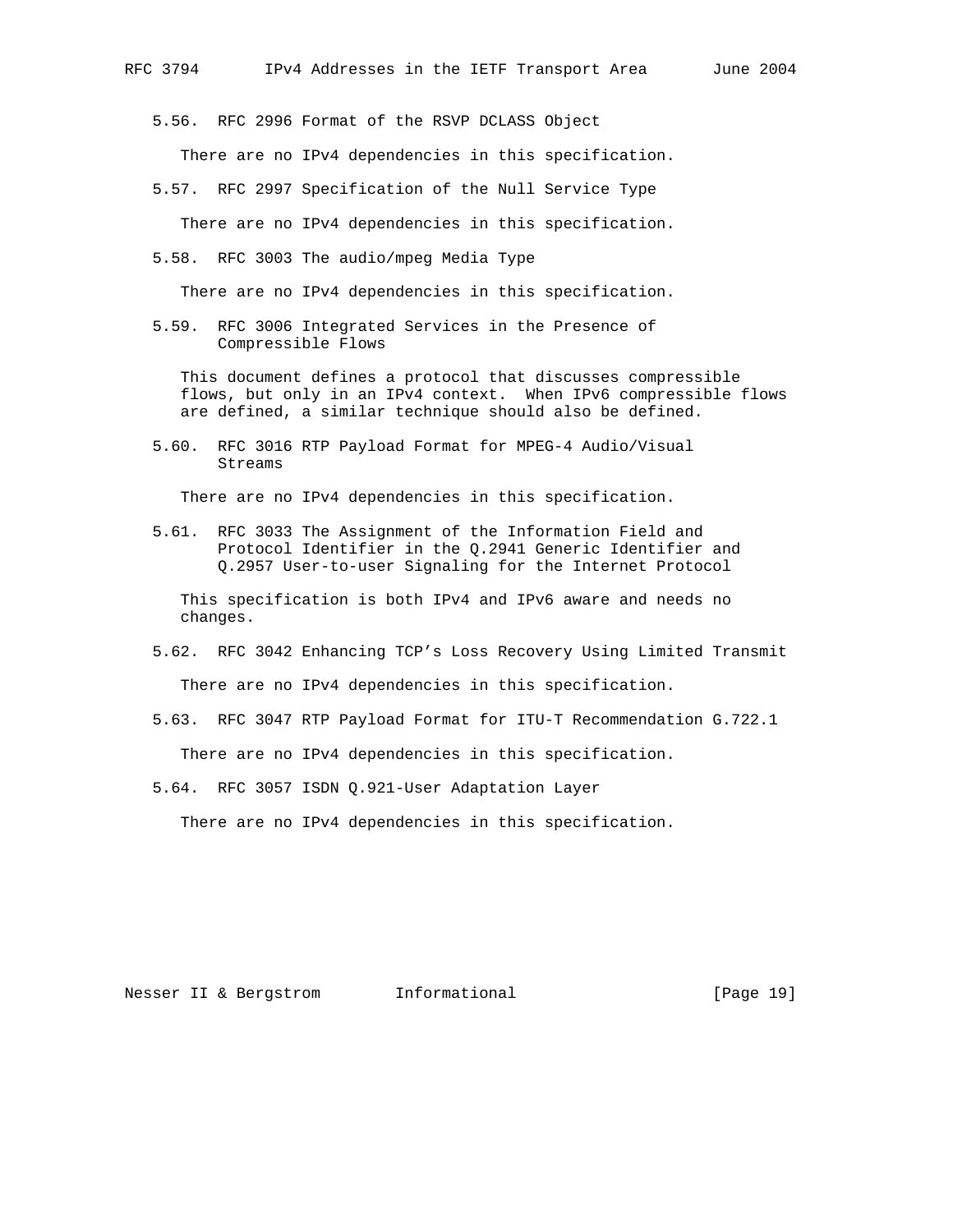### 5.56. RFC 2996 Format of the RSVP DCLASS Object

There are no IPv4 dependencies in this specification.

### 5.57. RFC 2997 Specification of the Null Service Type

There are no IPv4 dependencies in this specification.

### 5.58. RFC 3003 The audio/mpeg Media Type

There are no IPv4 dependencies in this specification.

### 5.59. RFC 3006 Integrated Services in the Presence of Compressible Flows

This document defines a protocol that discusses compressible flows, but only in an IPv4 context. When IPv6 compressible flows are defined, a similar technique should also be defined.

### 5.60. RFC 3016 RTP Payload Format for MPEG-4 Audio/Visual Streams

There are no IPv4 dependencies in this specification.

### 5.61. RFC 3033 The Assignment of the Information Field and Protocol Identifier in the Q.2941 Generic Identifier and Q.2957 User-to-user Signaling for the Internet Protocol

This specification is both IPv4 and IPv6 aware and needs no changes.

### 5.62. RFC 3042 Enhancing TCP's Loss Recovery Using Limited Transmit

There are no IPv4 dependencies in this specification.

### 5.63. RFC 3047 RTP Payload Format for ITU-T Recommendation G.722.1

There are no IPv4 dependencies in this specification.

### 5.64. RFC 3057 ISDN Q.921-User Adaptation Layer

There are no IPv4 dependencies in this specification.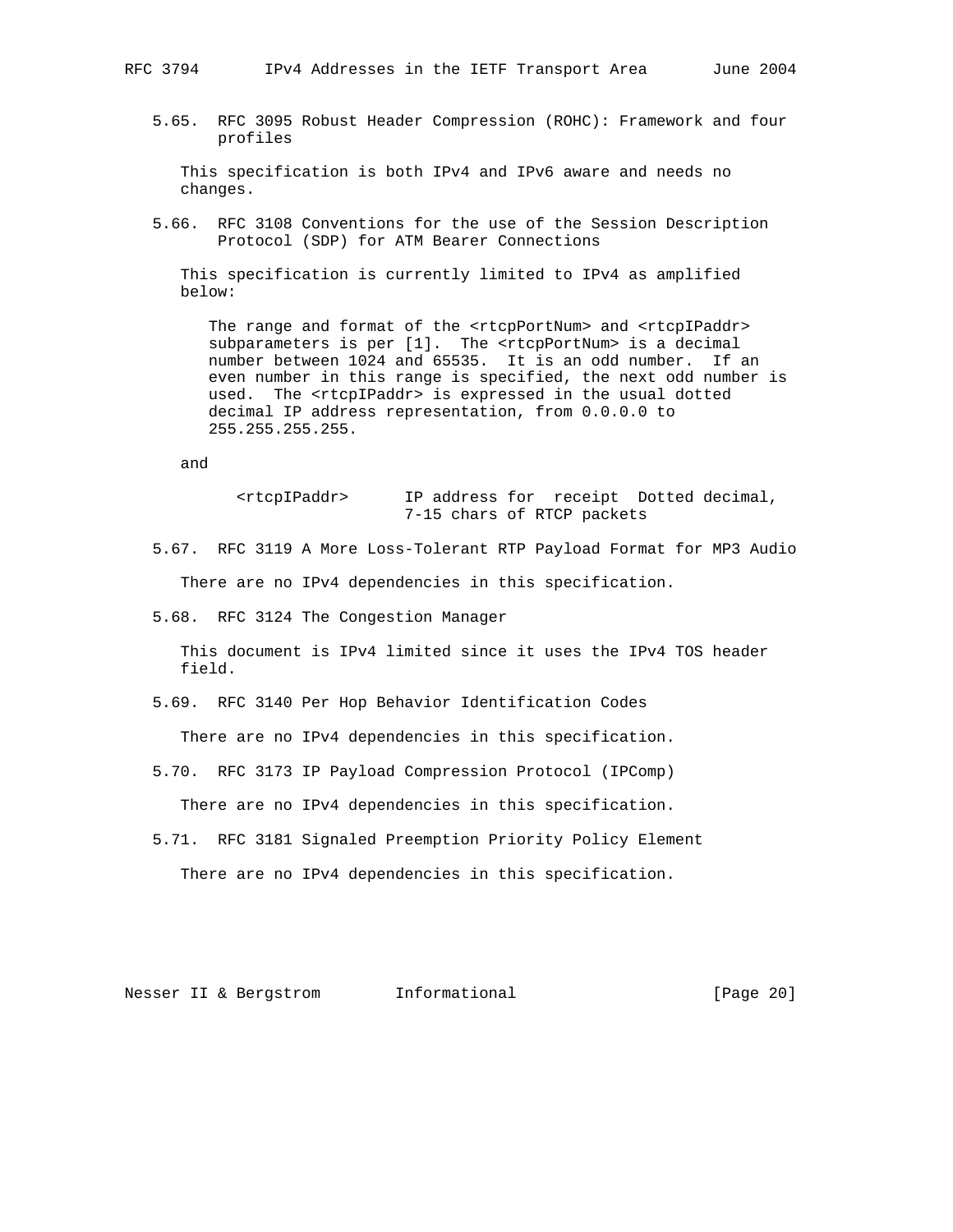### 5.65. RFC 3095 Robust Header Compression (ROHC): Framework and four profiles

This specification is both IPv4 and IPv6 aware and needs no changes.

### 5.66. RFC 3108 Conventions for the use of the Session Description Protocol (SDP) for ATM Bearer Connections

This specification is currently limited to IPv4 as amplified below:

> The range and format of the <rtcpPortNum> and <rtcpIPaddr> subparameters is per [1]. The <rtcpPortNum> is a decimal number between 1024 and 65535. It is an odd number. If an even number in this range is specified, the next odd number is used. The <rtcpIPaddr> is expressed in the usual dotted decimal IP address representation, from 0.0.0.0 to 255.255.255.255.

and

```
      <rtcpIPaddr>      IP address for  receipt  Dotted decimal,
                        7-15 chars of RTCP packets
```

### 5.67. RFC 3119 A More Loss-Tolerant RTP Payload Format for MP3 Audio

There are no IPv4 dependencies in this specification.

### 5.68. RFC 3124 The Congestion Manager

This document is IPv4 limited since it uses the IPv4 TOS header field.

### 5.69. RFC 3140 Per Hop Behavior Identification Codes

There are no IPv4 dependencies in this specification.

### 5.70. RFC 3173 IP Payload Compression Protocol (IPComp)

There are no IPv4 dependencies in this specification.

### 5.71. RFC 3181 Signaled Preemption Priority Policy Element

There are no IPv4 dependencies in this specification.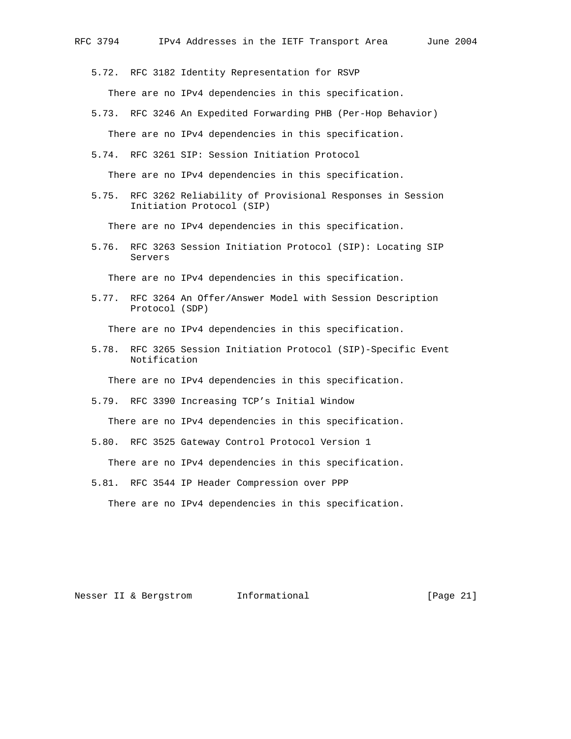### 5.72. RFC 3182 Identity Representation for RSVP

There are no IPv4 dependencies in this specification.

### 5.73. RFC 3246 An Expedited Forwarding PHB (Per-Hop Behavior)

There are no IPv4 dependencies in this specification.

### 5.74. RFC 3261 SIP: Session Initiation Protocol

There are no IPv4 dependencies in this specification.

### 5.75. RFC 3262 Reliability of Provisional Responses in Session Initiation Protocol (SIP)

There are no IPv4 dependencies in this specification.

### 5.76. RFC 3263 Session Initiation Protocol (SIP): Locating SIP Servers

There are no IPv4 dependencies in this specification.

### 5.77. RFC 3264 An Offer/Answer Model with Session Description Protocol (SDP)

There are no IPv4 dependencies in this specification.

### 5.78. RFC 3265 Session Initiation Protocol (SIP)-Specific Event Notification

There are no IPv4 dependencies in this specification.

### 5.79. RFC 3390 Increasing TCP's Initial Window

There are no IPv4 dependencies in this specification.

### 5.80. RFC 3525 Gateway Control Protocol Version 1

There are no IPv4 dependencies in this specification.

### 5.81. RFC 3544 IP Header Compression over PPP

There are no IPv4 dependencies in this specification.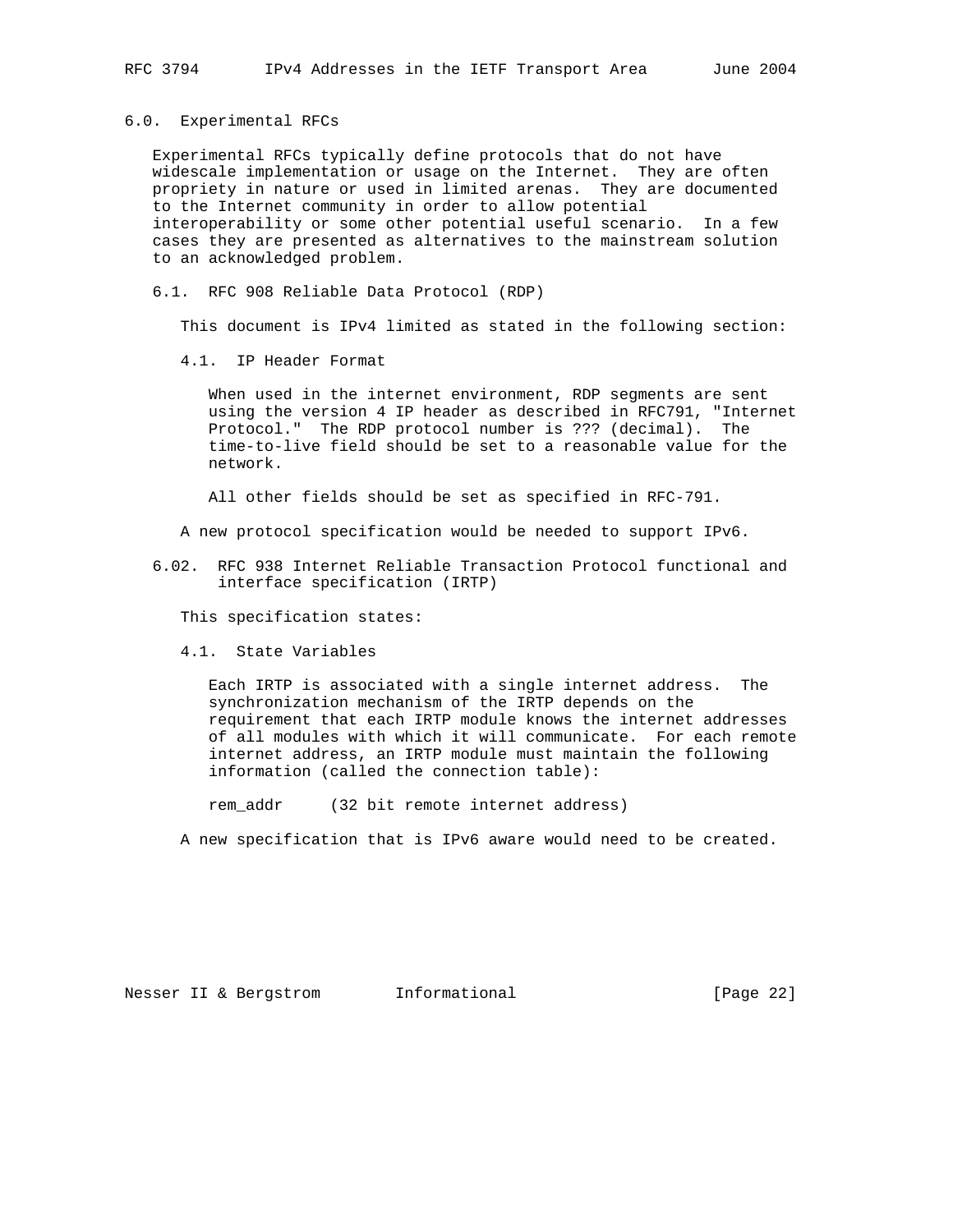## 6.0. Experimental RFCs

Experimental RFCs typically define protocols that do not have widescale implementation or usage on the Internet. They are often propriety in nature or used in limited arenas. They are documented to the Internet community in order to allow potential interoperability or some other potential useful scenario. In a few cases they are presented as alternatives to the mainstream solution to an acknowledged problem.

### 6.1. RFC 908 Reliable Data Protocol (RDP)

This document is IPv4 limited as stated in the following section:

4.1. IP Header Format

> When used in the internet environment, RDP segments are sent using the version 4 IP header as described in RFC791, "Internet Protocol." The RDP protocol number is ??? (decimal). The time-to-live field should be set to a reasonable value for the network.
>
> All other fields should be set as specified in RFC-791.

A new protocol specification would be needed to support IPv6.

### 6.02. RFC 938 Internet Reliable Transaction Protocol functional and interface specification (IRTP)

This specification states:

4.1. State Variables

> Each IRTP is associated with a single internet address. The synchronization mechanism of the IRTP depends on the requirement that each IRTP module knows the internet addresses of all modules with which it will communicate. For each remote internet address, an IRTP module must maintain the following information (called the connection table):
>
> rem_addr     (32 bit remote internet address)

A new specification that is IPv6 aware would need to be created.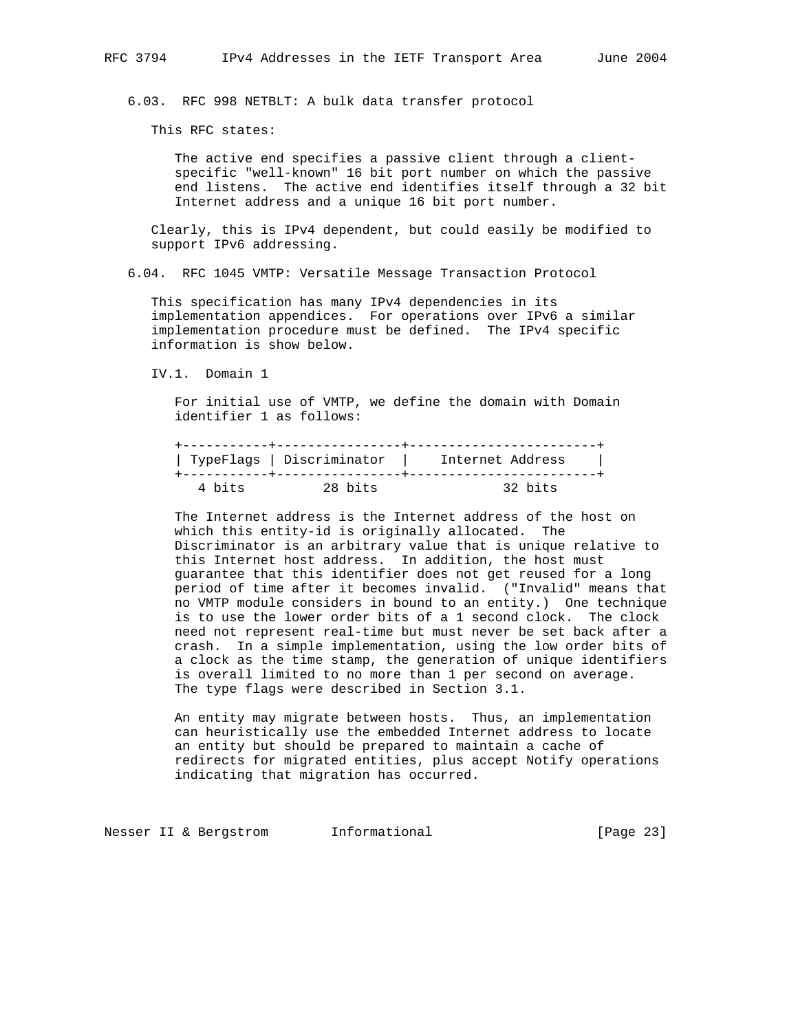### 6.03. RFC 998 NETBLT: A bulk data transfer protocol

This RFC states:

> The active end specifies a passive client through a client-specific "well-known" 16 bit port number on which the passive end listens. The active end identifies itself through a 32 bit Internet address and a unique 16 bit port number.

Clearly, this is IPv4 dependent, but could easily be modified to support IPv6 addressing.

### 6.04. RFC 1045 VMTP: Versatile Message Transaction Protocol

This specification has many IPv4 dependencies in its implementation appendices. For operations over IPv6 a similar implementation procedure must be defined. The IPv4 specific information is show below.

IV.1. Domain 1

For initial use of VMTP, we define the domain with Domain identifier 1 as follows:

```
+-----------+----------------+------------------------+
| TypeFlags | Discriminator  |    Internet Address    |
+-----------+----------------+------------------------+
   4 bits         28 bits               32 bits
```

The Internet address is the Internet address of the host on which this entity-id is originally allocated. The Discriminator is an arbitrary value that is unique relative to this Internet host address. In addition, the host must guarantee that this identifier does not get reused for a long period of time after it becomes invalid. ("Invalid" means that no VMTP module considers in bound to an entity.) One technique is to use the lower order bits of a 1 second clock. The clock need not represent real-time but must never be set back after a crash. In a simple implementation, using the low order bits of a clock as the time stamp, the generation of unique identifiers is overall limited to no more than 1 per second on average. The type flags were described in Section 3.1.

An entity may migrate between hosts. Thus, an implementation can heuristically use the embedded Internet address to locate an entity but should be prepared to maintain a cache of redirects for migrated entities, plus accept Notify operations indicating that migration has occurred.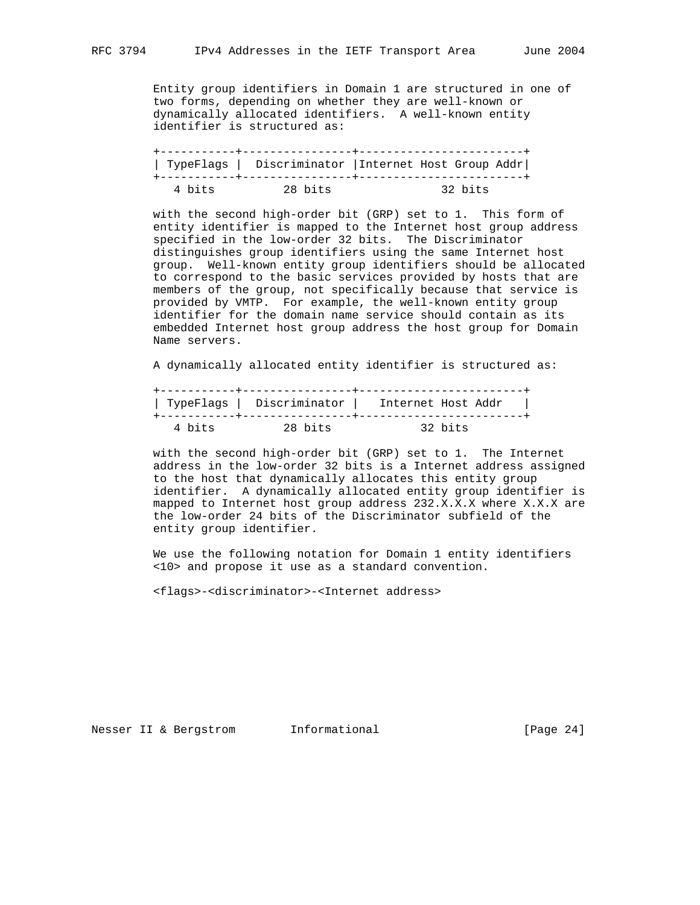Entity group identifiers in Domain 1 are structured in one of two forms, depending on whether they are well-known or dynamically allocated identifiers. A well-known entity identifier is structured as:

```
+-----------+----------------+------------------------+
| TypeFlags |  Discriminator |Internet Host Group Addr|
+-----------+----------------+------------------------+
   4 bits          28 bits                32 bits
```

with the second high-order bit (GRP) set to 1. This form of entity identifier is mapped to the Internet host group address specified in the low-order 32 bits. The Discriminator distinguishes group identifiers using the same Internet host group. Well-known entity group identifiers should be allocated to correspond to the basic services provided by hosts that are members of the group, not specifically because that service is provided by VMTP. For example, the well-known entity group identifier for the domain name service should contain as its embedded Internet host group address the host group for Domain Name servers.

A dynamically allocated entity identifier is structured as:

```
+-----------+----------------+------------------------+
| TypeFlags |  Discriminator |   Internet Host Addr   |
+-----------+----------------+------------------------+
   4 bits          28 bits             32 bits
```

with the second high-order bit (GRP) set to 1. The Internet address in the low-order 32 bits is a Internet address assigned to the host that dynamically allocates this entity group identifier. A dynamically allocated entity group identifier is mapped to Internet host group address 232.X.X.X where X.X.X are the low-order 24 bits of the Discriminator subfield of the entity group identifier.

We use the following notation for Domain 1 entity identifiers <10> and propose it use as a standard convention.

<flags>-<discriminator>-<Internet address>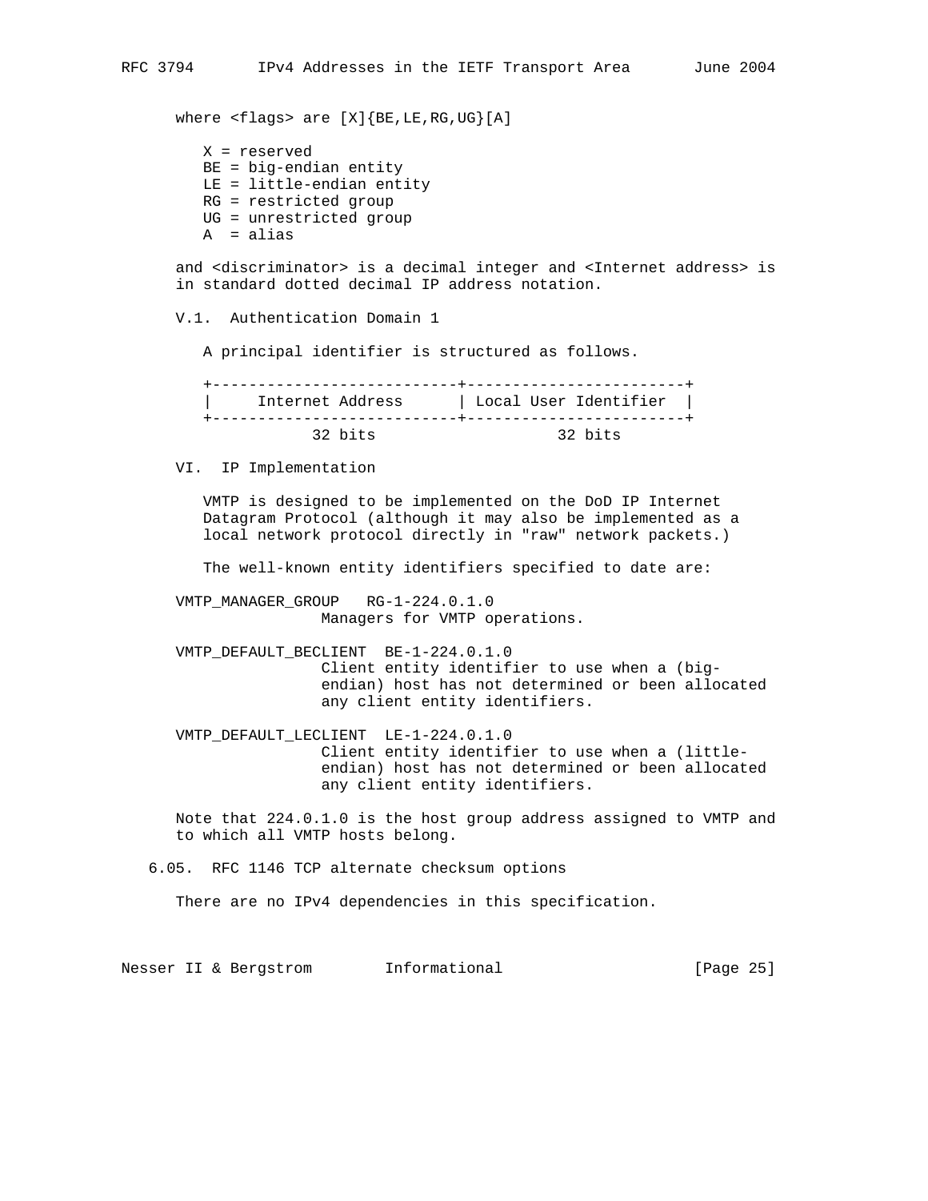where <flags> are [X]{BE,LE,RG,UG}[A]

X = reserved
BE = big-endian entity
LE = little-endian entity
RG = restricted group
UG = unrestricted group
A  = alias

and <discriminator> is a decimal integer and <Internet address> is in standard dotted decimal IP address notation.

V.1.  Authentication Domain 1

A principal identifier is structured as follows.

```
+---------------------------+------------------------+
|     Internet Address      | Local User Identifier  |
+---------------------------+------------------------+
            32 bits                  32 bits
```

VI.  IP Implementation

VMTP is designed to be implemented on the DoD IP Internet Datagram Protocol (although it may also be implemented as a local network protocol directly in "raw" network packets.)

The well-known entity identifiers specified to date are:

```
VMTP_MANAGER_GROUP   RG-1-224.0.1.0
                Managers for VMTP operations.

VMTP_DEFAULT_BECLIENT  BE-1-224.0.1.0
                Client entity identifier to use when a (big-
                endian) host has not determined or been allocated
                any client entity identifiers.

VMTP_DEFAULT_LECLIENT  LE-1-224.0.1.0
                Client entity identifier to use when a (little-
                endian) host has not determined or been allocated
                any client entity identifiers.
```

Note that 224.0.1.0 is the host group address assigned to VMTP and to which all VMTP hosts belong.

## 6.05.  RFC 1146 TCP alternate checksum options

There are no IPv4 dependencies in this specification.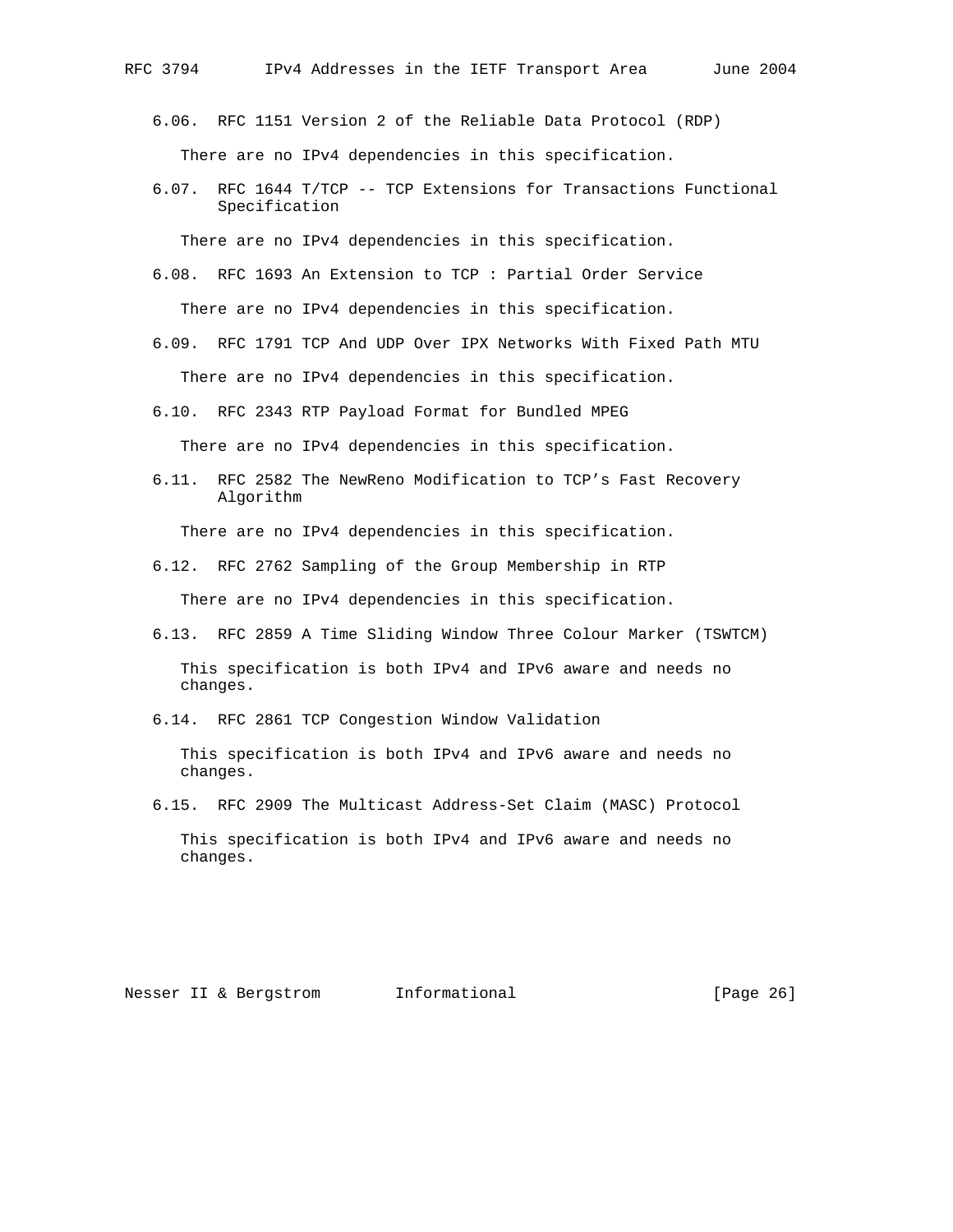### 6.06. RFC 1151 Version 2 of the Reliable Data Protocol (RDP)

There are no IPv4 dependencies in this specification.

### 6.07. RFC 1644 T/TCP -- TCP Extensions for Transactions Functional Specification

There are no IPv4 dependencies in this specification.

### 6.08. RFC 1693 An Extension to TCP : Partial Order Service

There are no IPv4 dependencies in this specification.

### 6.09. RFC 1791 TCP And UDP Over IPX Networks With Fixed Path MTU

There are no IPv4 dependencies in this specification.

### 6.10. RFC 2343 RTP Payload Format for Bundled MPEG

There are no IPv4 dependencies in this specification.

### 6.11. RFC 2582 The NewReno Modification to TCP's Fast Recovery Algorithm

There are no IPv4 dependencies in this specification.

### 6.12. RFC 2762 Sampling of the Group Membership in RTP

There are no IPv4 dependencies in this specification.

### 6.13. RFC 2859 A Time Sliding Window Three Colour Marker (TSWTCM)

This specification is both IPv4 and IPv6 aware and needs no changes.

### 6.14. RFC 2861 TCP Congestion Window Validation

This specification is both IPv4 and IPv6 aware and needs no changes.

### 6.15. RFC 2909 The Multicast Address-Set Claim (MASC) Protocol

This specification is both IPv4 and IPv6 aware and needs no changes.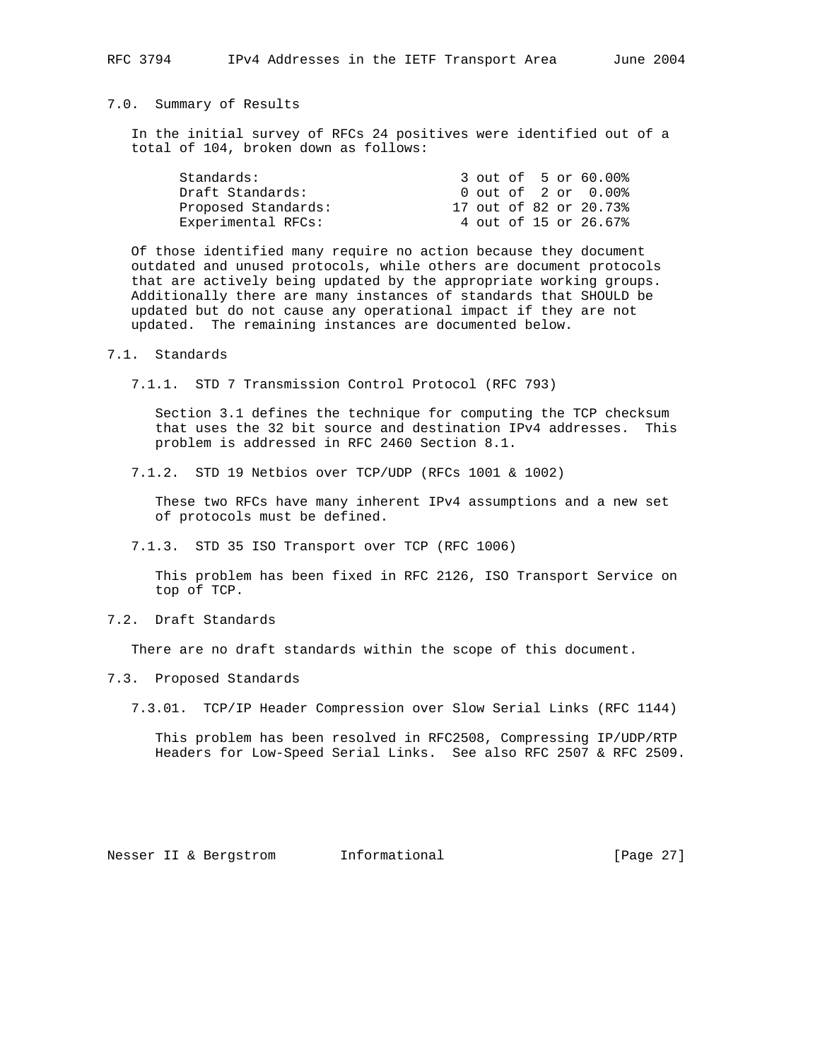## 7.0. Summary of Results

In the initial survey of RFCs 24 positives were identified out of a total of 104, broken down as follows:

| | |
|---|---|
| Standards: | 3 out of 5 or 60.00% |
| Draft Standards: | 0 out of 2 or 0.00% |
| Proposed Standards: | 17 out of 82 or 20.73% |
| Experimental RFCs: | 4 out of 15 or 26.67% |

Of those identified many require no action because they document outdated and unused protocols, while others are document protocols that are actively being updated by the appropriate working groups. Additionally there are many instances of standards that SHOULD be updated but do not cause any operational impact if they are not updated. The remaining instances are documented below.

## 7.1. Standards

### 7.1.1. STD 7 Transmission Control Protocol (RFC 793)

Section 3.1 defines the technique for computing the TCP checksum that uses the 32 bit source and destination IPv4 addresses. This problem is addressed in RFC 2460 Section 8.1.

### 7.1.2. STD 19 Netbios over TCP/UDP (RFCs 1001 & 1002)

These two RFCs have many inherent IPv4 assumptions and a new set of protocols must be defined.

### 7.1.3. STD 35 ISO Transport over TCP (RFC 1006)

This problem has been fixed in RFC 2126, ISO Transport Service on top of TCP.

## 7.2. Draft Standards

There are no draft standards within the scope of this document.

## 7.3. Proposed Standards

### 7.3.01. TCP/IP Header Compression over Slow Serial Links (RFC 1144)

This problem has been resolved in RFC2508, Compressing IP/UDP/RTP Headers for Low-Speed Serial Links. See also RFC 2507 & RFC 2509.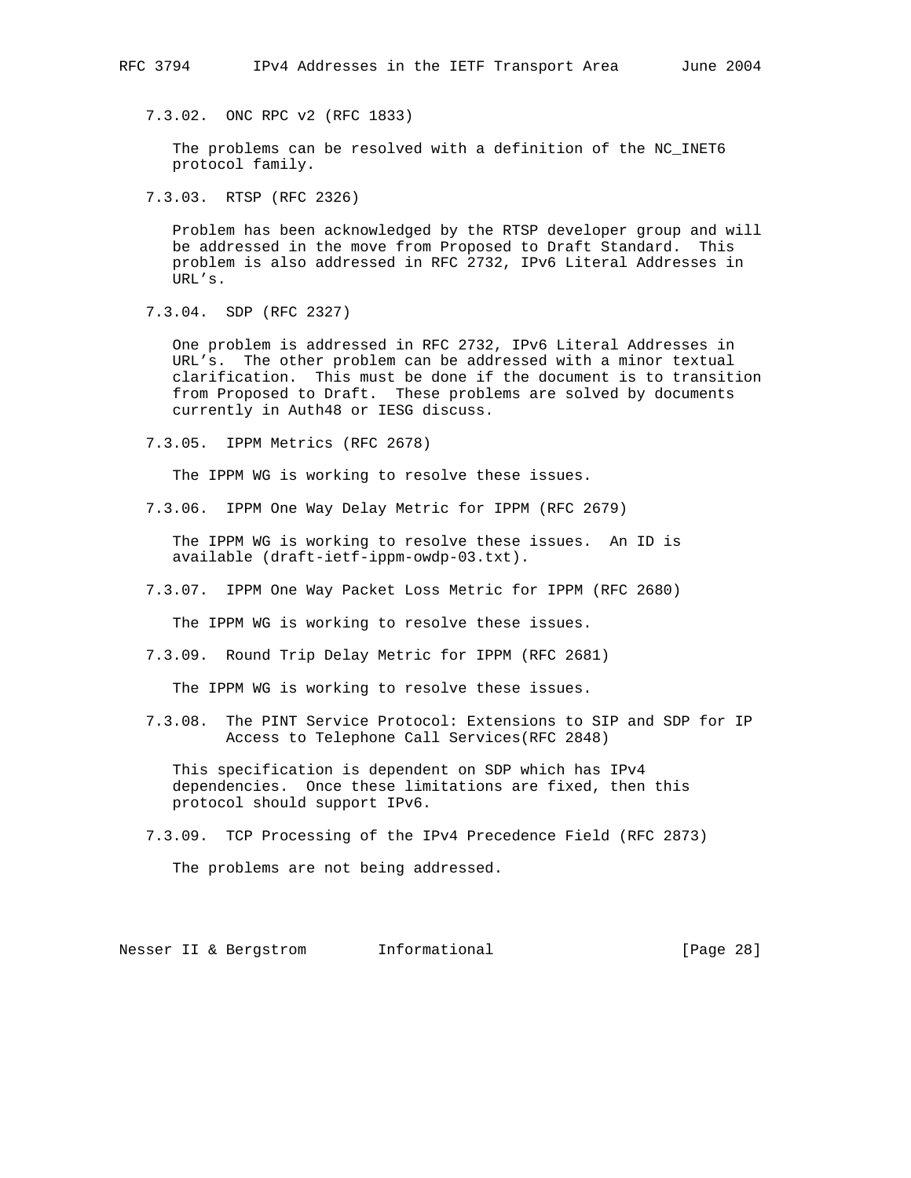#### 7.3.02. ONC RPC v2 (RFC 1833)

The problems can be resolved with a definition of the NC_INET6 protocol family.

#### 7.3.03. RTSP (RFC 2326)

Problem has been acknowledged by the RTSP developer group and will be addressed in the move from Proposed to Draft Standard. This problem is also addressed in RFC 2732, IPv6 Literal Addresses in URL's.

#### 7.3.04. SDP (RFC 2327)

One problem is addressed in RFC 2732, IPv6 Literal Addresses in URL's. The other problem can be addressed with a minor textual clarification. This must be done if the document is to transition from Proposed to Draft. These problems are solved by documents currently in Auth48 or IESG discuss.

#### 7.3.05. IPPM Metrics (RFC 2678)

The IPPM WG is working to resolve these issues.

#### 7.3.06. IPPM One Way Delay Metric for IPPM (RFC 2679)

The IPPM WG is working to resolve these issues. An ID is available (draft-ietf-ippm-owdp-03.txt).

#### 7.3.07. IPPM One Way Packet Loss Metric for IPPM (RFC 2680)

The IPPM WG is working to resolve these issues.

#### 7.3.09. Round Trip Delay Metric for IPPM (RFC 2681)

The IPPM WG is working to resolve these issues.

#### 7.3.08. The PINT Service Protocol: Extensions to SIP and SDP for IP Access to Telephone Call Services(RFC 2848)

This specification is dependent on SDP which has IPv4 dependencies. Once these limitations are fixed, then this protocol should support IPv6.

#### 7.3.09. TCP Processing of the IPv4 Precedence Field (RFC 2873)

The problems are not being addressed.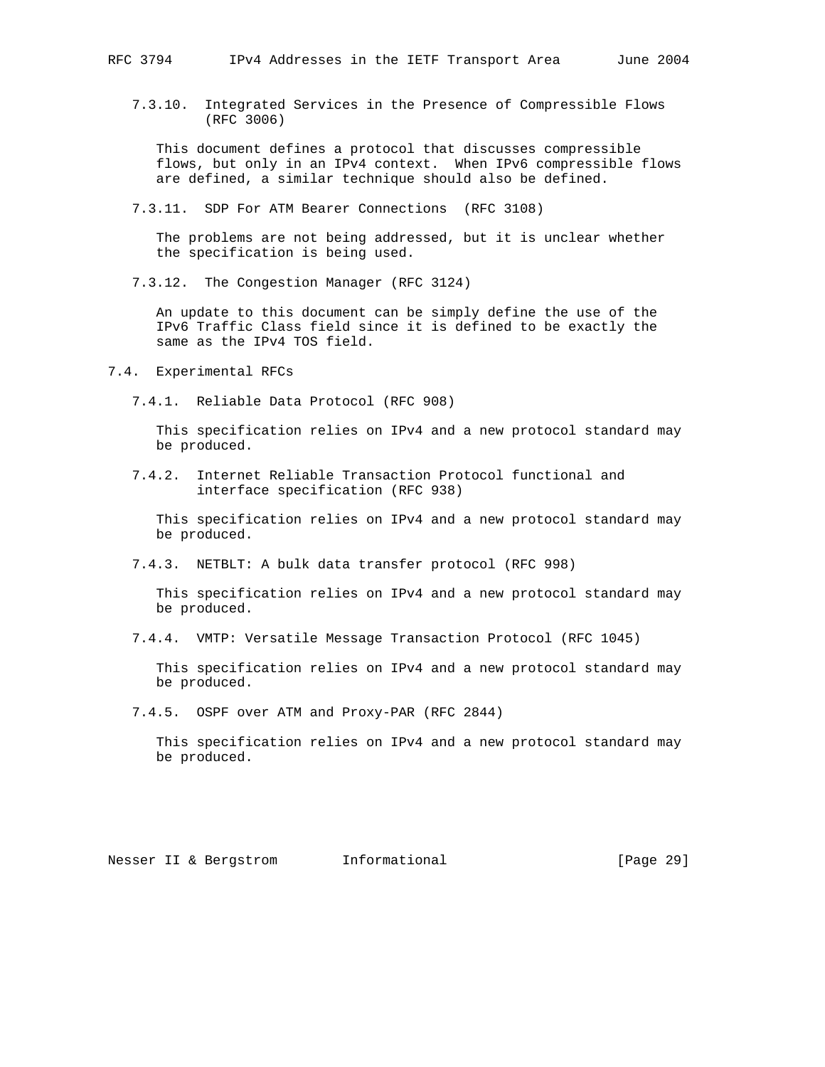#### 7.3.10. Integrated Services in the Presence of Compressible Flows (RFC 3006)

This document defines a protocol that discusses compressible flows, but only in an IPv4 context. When IPv6 compressible flows are defined, a similar technique should also be defined.

#### 7.3.11. SDP For ATM Bearer Connections (RFC 3108)

The problems are not being addressed, but it is unclear whether the specification is being used.

#### 7.3.12. The Congestion Manager (RFC 3124)

An update to this document can be simply define the use of the IPv6 Traffic Class field since it is defined to be exactly the same as the IPv4 TOS field.

### 7.4. Experimental RFCs

#### 7.4.1. Reliable Data Protocol (RFC 908)

This specification relies on IPv4 and a new protocol standard may be produced.

#### 7.4.2. Internet Reliable Transaction Protocol functional and interface specification (RFC 938)

This specification relies on IPv4 and a new protocol standard may be produced.

#### 7.4.3. NETBLT: A bulk data transfer protocol (RFC 998)

This specification relies on IPv4 and a new protocol standard may be produced.

#### 7.4.4. VMTP: Versatile Message Transaction Protocol (RFC 1045)

This specification relies on IPv4 and a new protocol standard may be produced.

#### 7.4.5. OSPF over ATM and Proxy-PAR (RFC 2844)

This specification relies on IPv4 and a new protocol standard may be produced.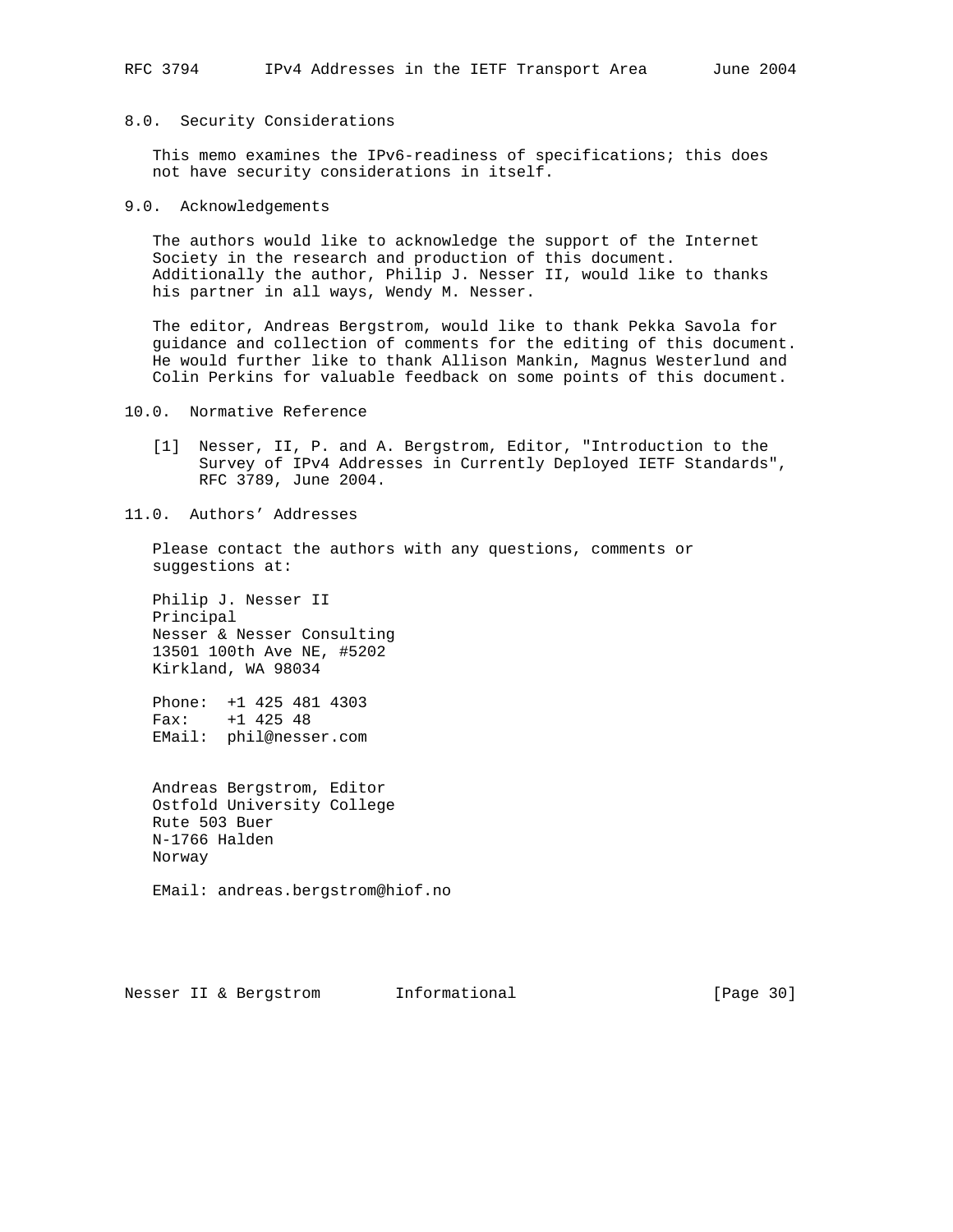## 8.0. Security Considerations

This memo examines the IPv6-readiness of specifications; this does not have security considerations in itself.

## 9.0. Acknowledgements

The authors would like to acknowledge the support of the Internet Society in the research and production of this document. Additionally the author, Philip J. Nesser II, would like to thanks his partner in all ways, Wendy M. Nesser.

The editor, Andreas Bergstrom, would like to thank Pekka Savola for guidance and collection of comments for the editing of this document. He would further like to thank Allison Mankin, Magnus Westerlund and Colin Perkins for valuable feedback on some points of this document.

## 10.0. Normative Reference

[1] Nesser, II, P. and A. Bergstrom, Editor, "Introduction to the Survey of IPv4 Addresses in Currently Deployed IETF Standards", RFC 3789, June 2004.

## 11.0. Authors' Addresses

Please contact the authors with any questions, comments or suggestions at:

Philip J. Nesser II
Principal
Nesser & Nesser Consulting
13501 100th Ave NE, #5202
Kirkland, WA 98034

Phone: +1 425 481 4303
Fax: +1 425 48
EMail: phil@nesser.com

Andreas Bergstrom, Editor
Ostfold University College
Rute 503 Buer
N-1766 Halden
Norway

EMail: andreas.bergstrom@hiof.no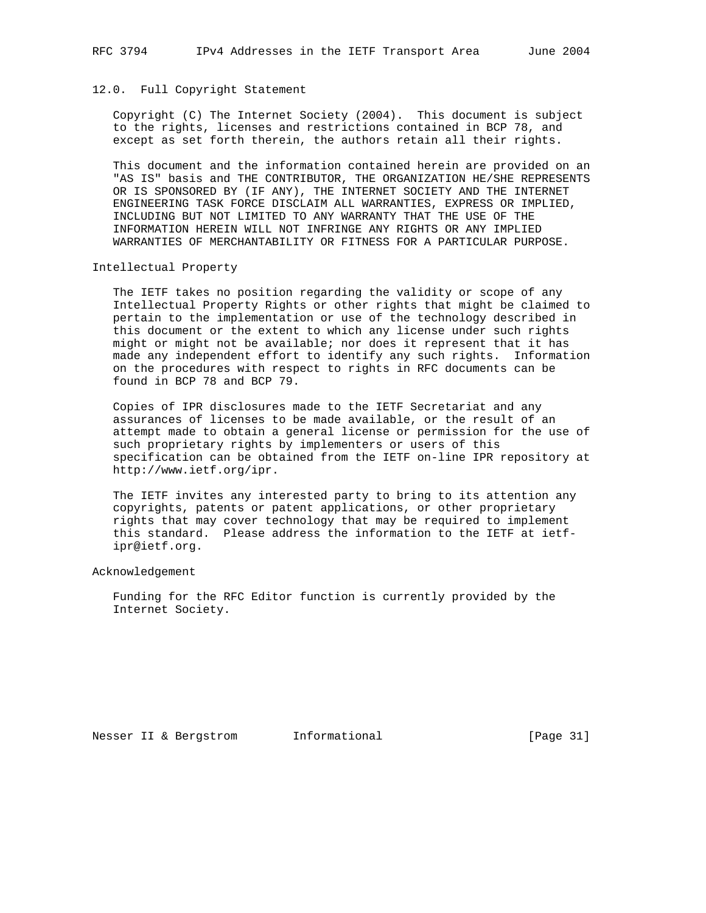## 12.0. Full Copyright Statement

Copyright (C) The Internet Society (2004). This document is subject to the rights, licenses and restrictions contained in BCP 78, and except as set forth therein, the authors retain all their rights.

This document and the information contained herein are provided on an "AS IS" basis and THE CONTRIBUTOR, THE ORGANIZATION HE/SHE REPRESENTS OR IS SPONSORED BY (IF ANY), THE INTERNET SOCIETY AND THE INTERNET ENGINEERING TASK FORCE DISCLAIM ALL WARRANTIES, EXPRESS OR IMPLIED, INCLUDING BUT NOT LIMITED TO ANY WARRANTY THAT THE USE OF THE INFORMATION HEREIN WILL NOT INFRINGE ANY RIGHTS OR ANY IMPLIED WARRANTIES OF MERCHANTABILITY OR FITNESS FOR A PARTICULAR PURPOSE.

### Intellectual Property

The IETF takes no position regarding the validity or scope of any Intellectual Property Rights or other rights that might be claimed to pertain to the implementation or use of the technology described in this document or the extent to which any license under such rights might or might not be available; nor does it represent that it has made any independent effort to identify any such rights. Information on the procedures with respect to rights in RFC documents can be found in BCP 78 and BCP 79.

Copies of IPR disclosures made to the IETF Secretariat and any assurances of licenses to be made available, or the result of an attempt made to obtain a general license or permission for the use of such proprietary rights by implementers or users of this specification can be obtained from the IETF on-line IPR repository at http://www.ietf.org/ipr.

The IETF invites any interested party to bring to its attention any copyrights, patents or patent applications, or other proprietary rights that may cover technology that may be required to implement this standard. Please address the information to the IETF at ietf-ipr@ietf.org.

### Acknowledgement

Funding for the RFC Editor function is currently provided by the Internet Society.